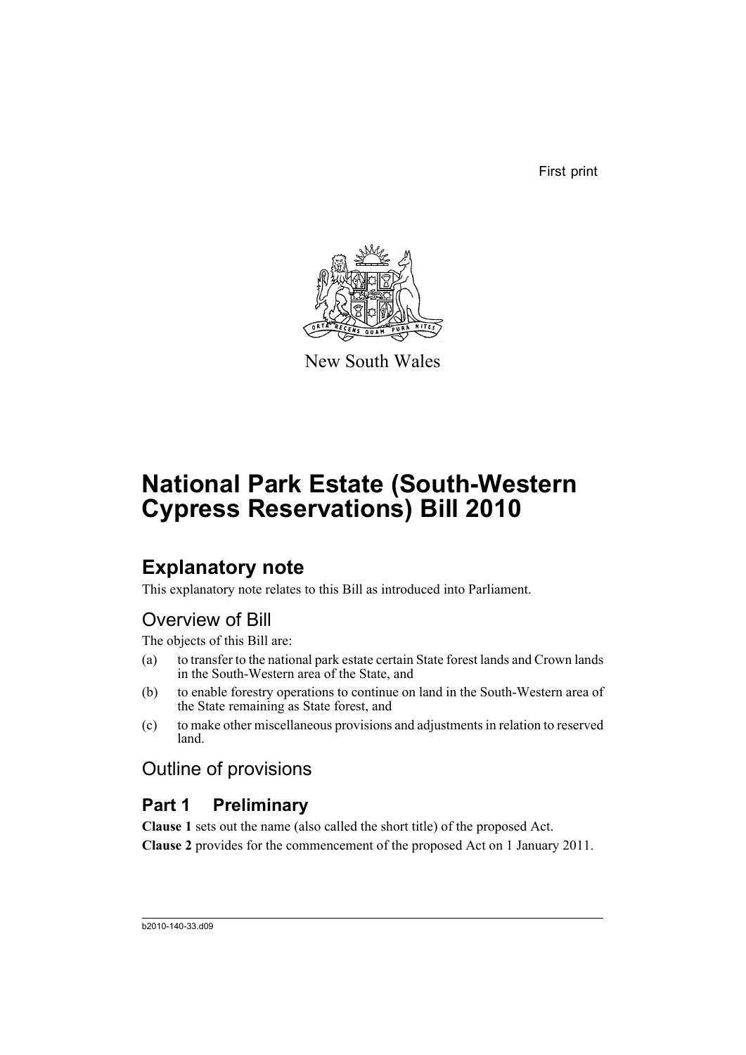First print

New South Wales

# National Park Estate (South-Western Cypress Reservations) Bill 2010

## Explanatory note

This explanatory note relates to this Bill as introduced into Parliament.

### Overview of Bill

The objects of this Bill are:

(a) to transfer to the national park estate certain State forest lands and Crown lands in the South-Western area of the State, and

(b) to enable forestry operations to continue on land in the South-Western area of the State remaining as State forest, and

(c) to make other miscellaneous provisions and adjustments in relation to reserved land.

### Outline of provisions

## Part 1 Preliminary

**Clause 1** sets out the name (also called the short title) of the proposed Act.

**Clause 2** provides for the commencement of the proposed Act on 1 January 2011.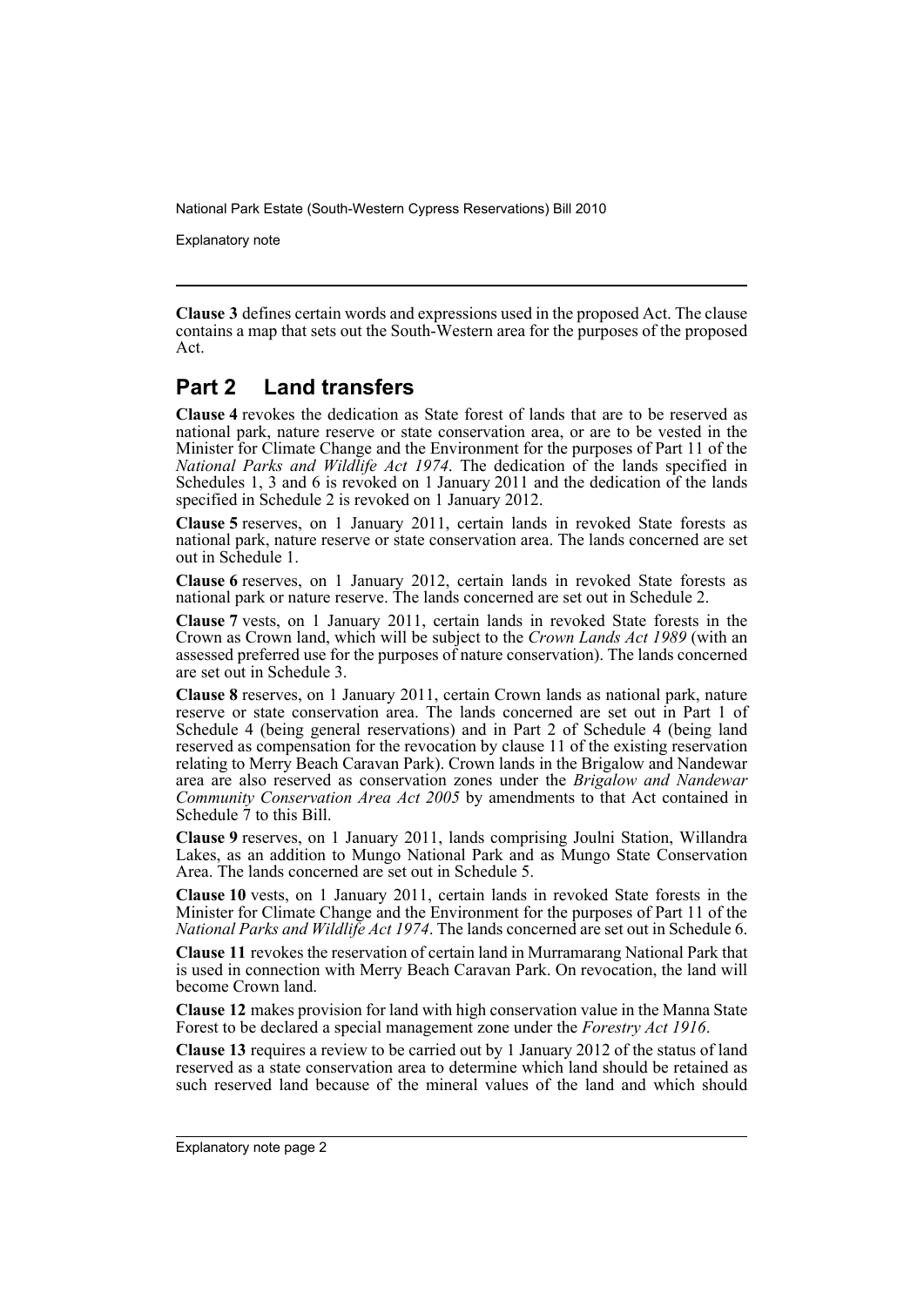**Clause 3** defines certain words and expressions used in the proposed Act. The clause contains a map that sets out the South-Western area for the purposes of the proposed Act.

## Part 2 Land transfers

**Clause 4** revokes the dedication as State forest of lands that are to be reserved as national park, nature reserve or state conservation area, or are to be vested in the Minister for Climate Change and the Environment for the purposes of Part 11 of the *National Parks and Wildlife Act 1974*. The dedication of the lands specified in Schedules 1, 3 and 6 is revoked on 1 January 2011 and the dedication of the lands specified in Schedule 2 is revoked on 1 January 2012.

**Clause 5** reserves, on 1 January 2011, certain lands in revoked State forests as national park, nature reserve or state conservation area. The lands concerned are set out in Schedule 1.

**Clause 6** reserves, on 1 January 2012, certain lands in revoked State forests as national park or nature reserve. The lands concerned are set out in Schedule 2.

**Clause 7** vests, on 1 January 2011, certain lands in revoked State forests in the Crown as Crown land, which will be subject to the *Crown Lands Act 1989* (with an assessed preferred use for the purposes of nature conservation). The lands concerned are set out in Schedule 3.

**Clause 8** reserves, on 1 January 2011, certain Crown lands as national park, nature reserve or state conservation area. The lands concerned are set out in Part 1 of Schedule 4 (being general reservations) and in Part 2 of Schedule 4 (being land reserved as compensation for the revocation by clause 11 of the existing reservation relating to Merry Beach Caravan Park). Crown lands in the Brigalow and Nandewar area are also reserved as conservation zones under the *Brigalow and Nandewar Community Conservation Area Act 2005* by amendments to that Act contained in Schedule 7 to this Bill.

**Clause 9** reserves, on 1 January 2011, lands comprising Joulni Station, Willandra Lakes, as an addition to Mungo National Park and as Mungo State Conservation Area. The lands concerned are set out in Schedule 5.

**Clause 10** vests, on 1 January 2011, certain lands in revoked State forests in the Minister for Climate Change and the Environment for the purposes of Part 11 of the *National Parks and Wildlife Act 1974*. The lands concerned are set out in Schedule 6.

**Clause 11** revokes the reservation of certain land in Murramarang National Park that is used in connection with Merry Beach Caravan Park. On revocation, the land will become Crown land.

**Clause 12** makes provision for land with high conservation value in the Manna State Forest to be declared a special management zone under the *Forestry Act 1916*.

**Clause 13** requires a review to be carried out by 1 January 2012 of the status of land reserved as a state conservation area to determine which land should be retained as such reserved land because of the mineral values of the land and which should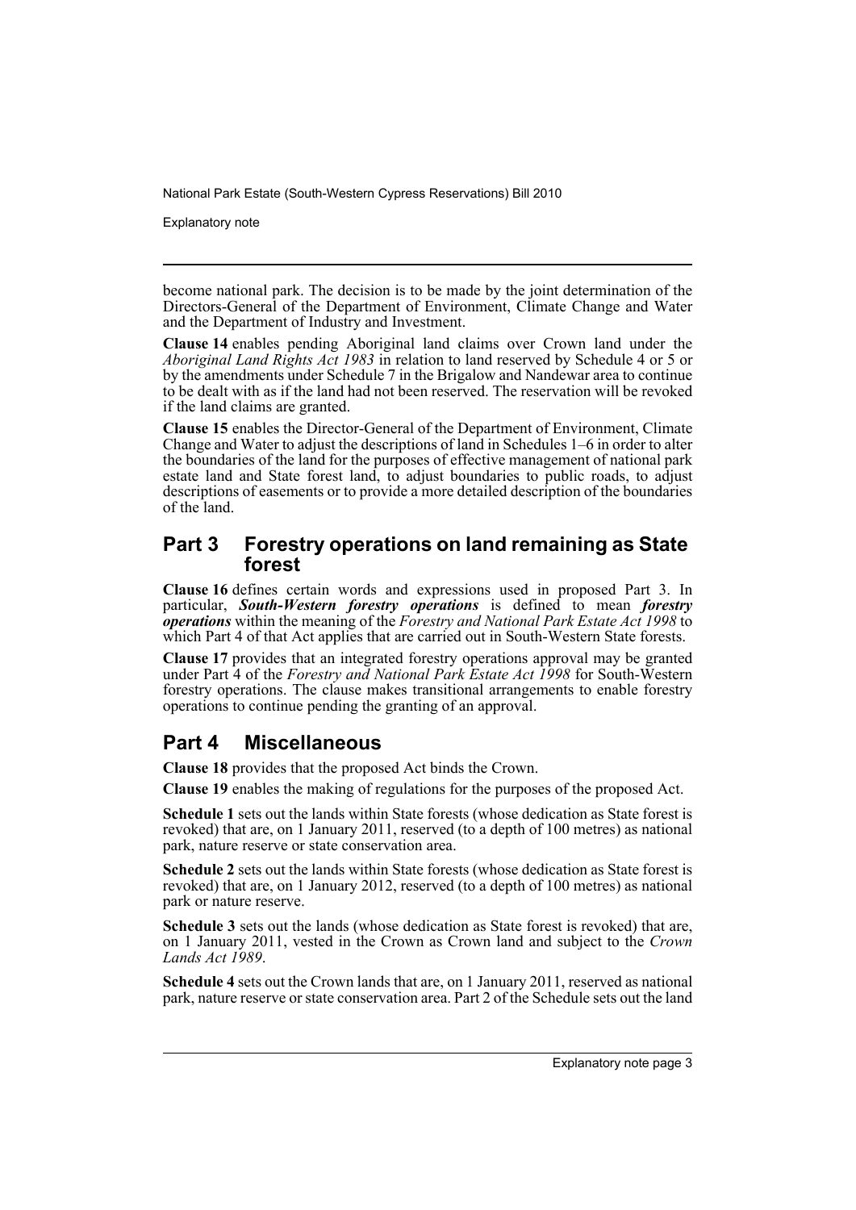become national park. The decision is to be made by the joint determination of the Directors-General of the Department of Environment, Climate Change and Water and the Department of Industry and Investment.

**Clause 14** enables pending Aboriginal land claims over Crown land under the *Aboriginal Land Rights Act 1983* in relation to land reserved by Schedule 4 or 5 or by the amendments under Schedule 7 in the Brigalow and Nandewar area to continue to be dealt with as if the land had not been reserved. The reservation will be revoked if the land claims are granted.

**Clause 15** enables the Director-General of the Department of Environment, Climate Change and Water to adjust the descriptions of land in Schedules 1–6 in order to alter the boundaries of the land for the purposes of effective management of national park estate land and State forest land, to adjust boundaries to public roads, to adjust descriptions of easements or to provide a more detailed description of the boundaries of the land.

## Part 3 Forestry operations on land remaining as State forest

**Clause 16** defines certain words and expressions used in proposed Part 3. In particular, ***South-Western forestry operations*** is defined to mean ***forestry operations*** within the meaning of the *Forestry and National Park Estate Act 1998* to which Part 4 of that Act applies that are carried out in South-Western State forests.

**Clause 17** provides that an integrated forestry operations approval may be granted under Part 4 of the *Forestry and National Park Estate Act 1998* for South-Western forestry operations. The clause makes transitional arrangements to enable forestry operations to continue pending the granting of an approval.

## Part 4 Miscellaneous

**Clause 18** provides that the proposed Act binds the Crown.

**Clause 19** enables the making of regulations for the purposes of the proposed Act.

**Schedule 1** sets out the lands within State forests (whose dedication as State forest is revoked) that are, on 1 January 2011, reserved (to a depth of 100 metres) as national park, nature reserve or state conservation area.

**Schedule 2** sets out the lands within State forests (whose dedication as State forest is revoked) that are, on 1 January 2012, reserved (to a depth of 100 metres) as national park or nature reserve.

**Schedule 3** sets out the lands (whose dedication as State forest is revoked) that are, on 1 January 2011, vested in the Crown as Crown land and subject to the *Crown Lands Act 1989*.

**Schedule 4** sets out the Crown lands that are, on 1 January 2011, reserved as national park, nature reserve or state conservation area. Part 2 of the Schedule sets out the land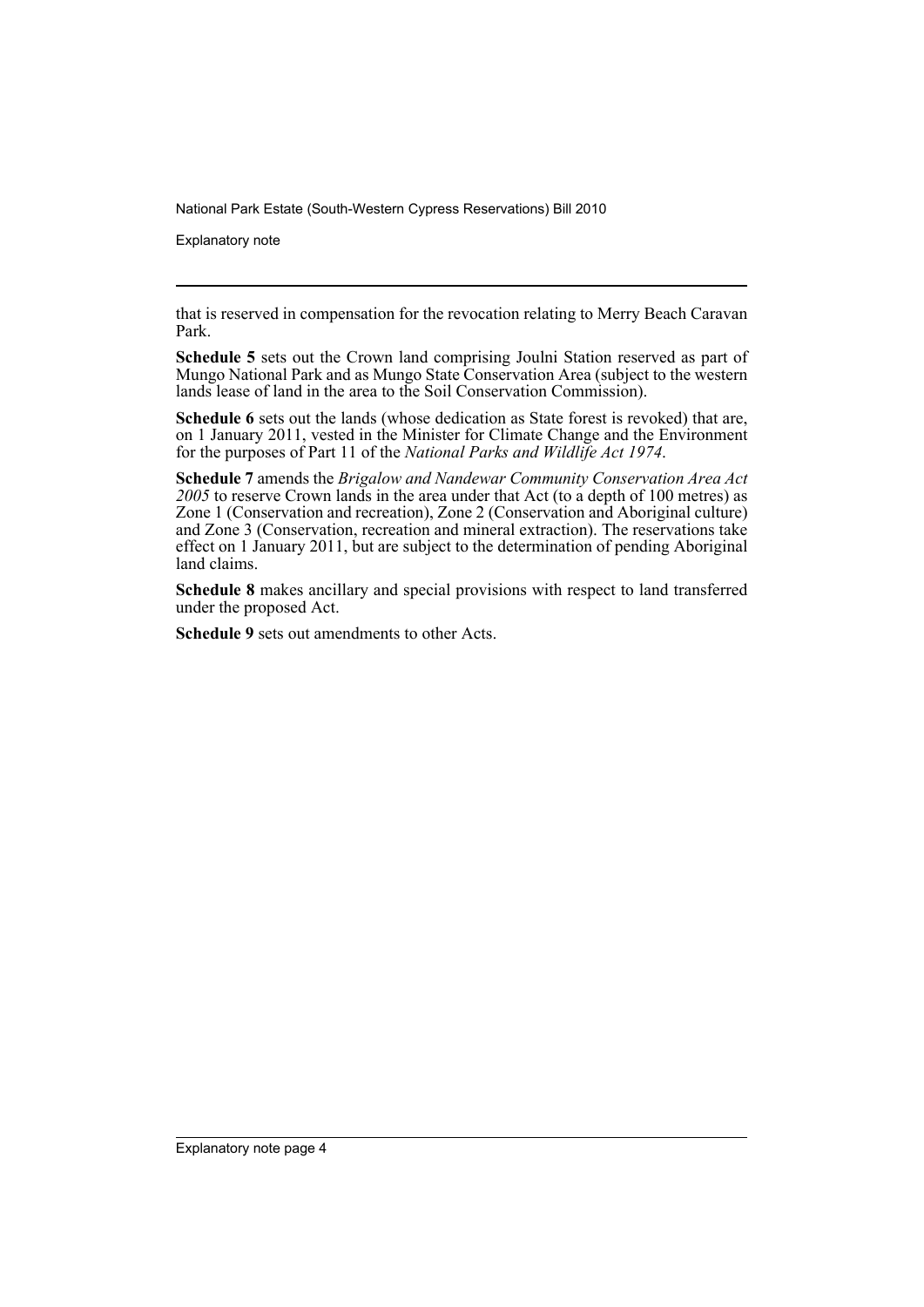that is reserved in compensation for the revocation relating to Merry Beach Caravan Park.

**Schedule 5** sets out the Crown land comprising Joulni Station reserved as part of Mungo National Park and as Mungo State Conservation Area (subject to the western lands lease of land in the area to the Soil Conservation Commission).

**Schedule 6** sets out the lands (whose dedication as State forest is revoked) that are, on 1 January 2011, vested in the Minister for Climate Change and the Environment for the purposes of Part 11 of the *National Parks and Wildlife Act 1974*.

**Schedule 7** amends the *Brigalow and Nandewar Community Conservation Area Act 2005* to reserve Crown lands in the area under that Act (to a depth of 100 metres) as Zone 1 (Conservation and recreation), Zone 2 (Conservation and Aboriginal culture) and Zone 3 (Conservation, recreation and mineral extraction). The reservations take effect on 1 January 2011, but are subject to the determination of pending Aboriginal land claims.

**Schedule 8** makes ancillary and special provisions with respect to land transferred under the proposed Act.

**Schedule 9** sets out amendments to other Acts.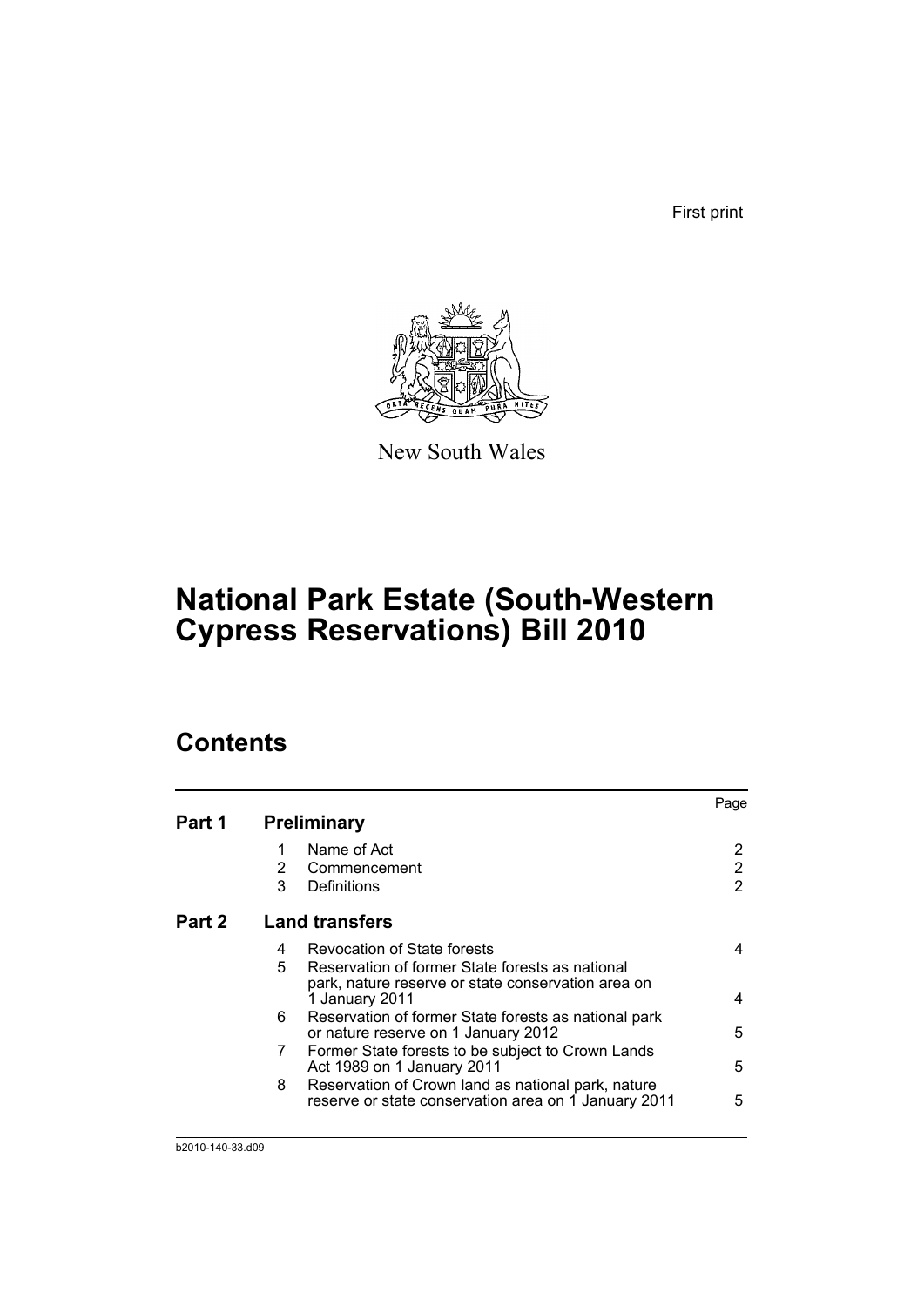First print

New South Wales

# National Park Estate (South-Western Cypress Reservations) Bill 2010

## Contents

| | | | Page |
|---|---|---|---|
| **Part 1** | **Preliminary** | | |
| | 1 | Name of Act | 2 |
| | 2 | Commencement | 2 |
| | 3 | Definitions | 2 |
| **Part 2** | **Land transfers** | | |
| | 4 | Revocation of State forests | 4 |
| | 5 | Reservation of former State forests as national park, nature reserve or state conservation area on 1 January 2011 | 4 |
| | 6 | Reservation of former State forests as national park or nature reserve on 1 January 2012 | 5 |
| | 7 | Former State forests to be subject to Crown Lands Act 1989 on 1 January 2011 | 5 |
| | 8 | Reservation of Crown land as national park, nature reserve or state conservation area on 1 January 2011 | 5 |

b2010-140-33.d09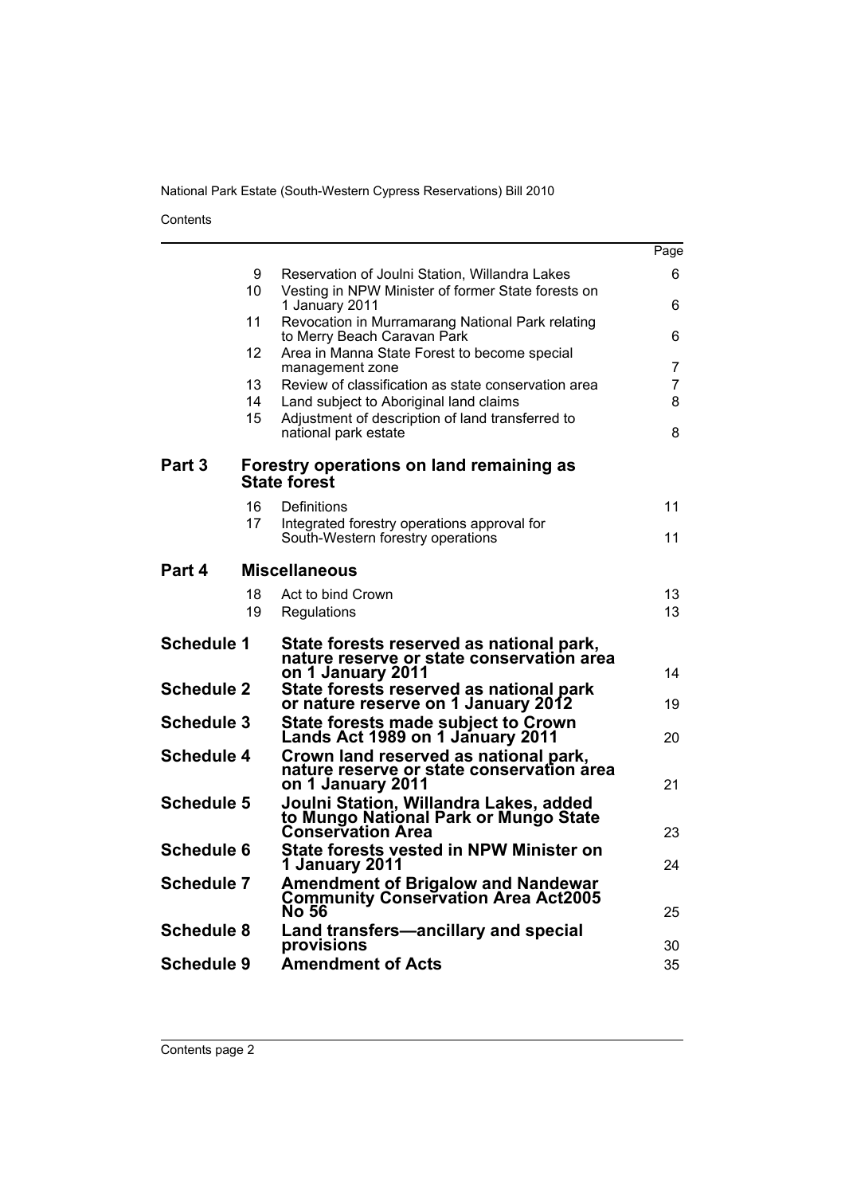Contents

| | | | Page |
|---|---|---|---|
| | 9 | Reservation of Joulni Station, Willandra Lakes | 6 |
| | 10 | Vesting in NPW Minister of former State forests on 1 January 2011 | 6 |
| | 11 | Revocation in Murramarang National Park relating to Merry Beach Caravan Park | 6 |
| | 12 | Area in Manna State Forest to become special management zone | 7 |
| | 13 | Review of classification as state conservation area | 7 |
| | 14 | Land subject to Aboriginal land claims | 8 |
| | 15 | Adjustment of description of land transferred to national park estate | 8 |
| **Part 3** | | **Forestry operations on land remaining as State forest** | |
| | 16 | Definitions | 11 |
| | 17 | Integrated forestry operations approval for South-Western forestry operations | 11 |
| **Part 4** | | **Miscellaneous** | |
| | 18 | Act to bind Crown | 13 |
| | 19 | Regulations | 13 |
| **Schedule 1** | | **State forests reserved as national park, nature reserve or state conservation area on 1 January 2011** | 14 |
| **Schedule 2** | | **State forests reserved as national park or nature reserve on 1 January 2012** | 19 |
| **Schedule 3** | | **State forests made subject to Crown Lands Act 1989 on 1 January 2011** | 20 |
| **Schedule 4** | | **Crown land reserved as national park, nature reserve or state conservation area on 1 January 2011** | 21 |
| **Schedule 5** | | **Joulni Station, Willandra Lakes, added to Mungo National Park or Mungo State Conservation Area** | 23 |
| **Schedule 6** | | **State forests vested in NPW Minister on 1 January 2011** | 24 |
| **Schedule 7** | | **Amendment of Brigalow and Nandewar Community Conservation Area Act2005 No 56** | 25 |
| **Schedule 8** | | **Land transfers—ancillary and special provisions** | 30 |
| **Schedule 9** | | **Amendment of Acts** | 35 |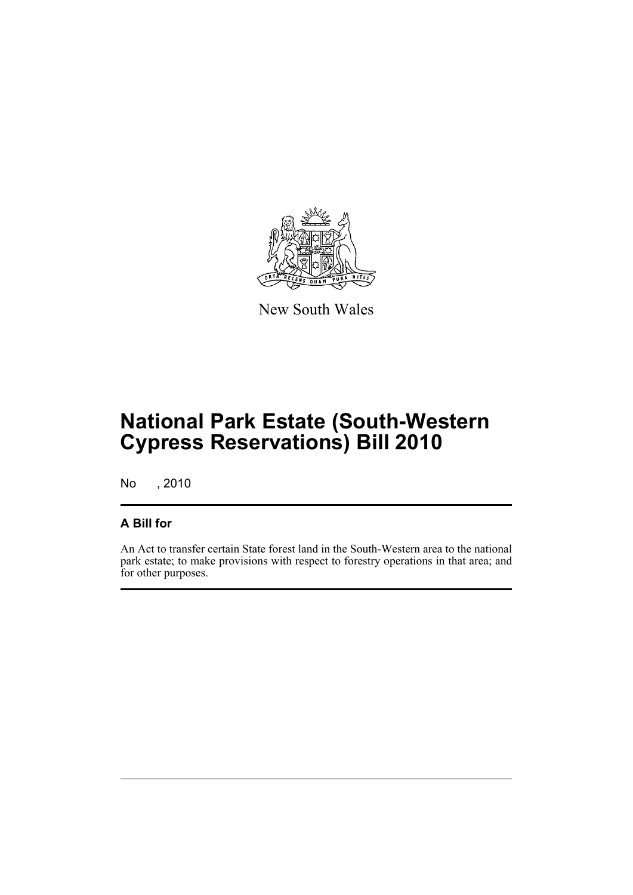New South Wales

# National Park Estate (South-Western Cypress Reservations) Bill 2010

No , 2010

## A Bill for

An Act to transfer certain State forest land in the South-Western area to the national park estate; to make provisions with respect to forestry operations in that area; and for other purposes.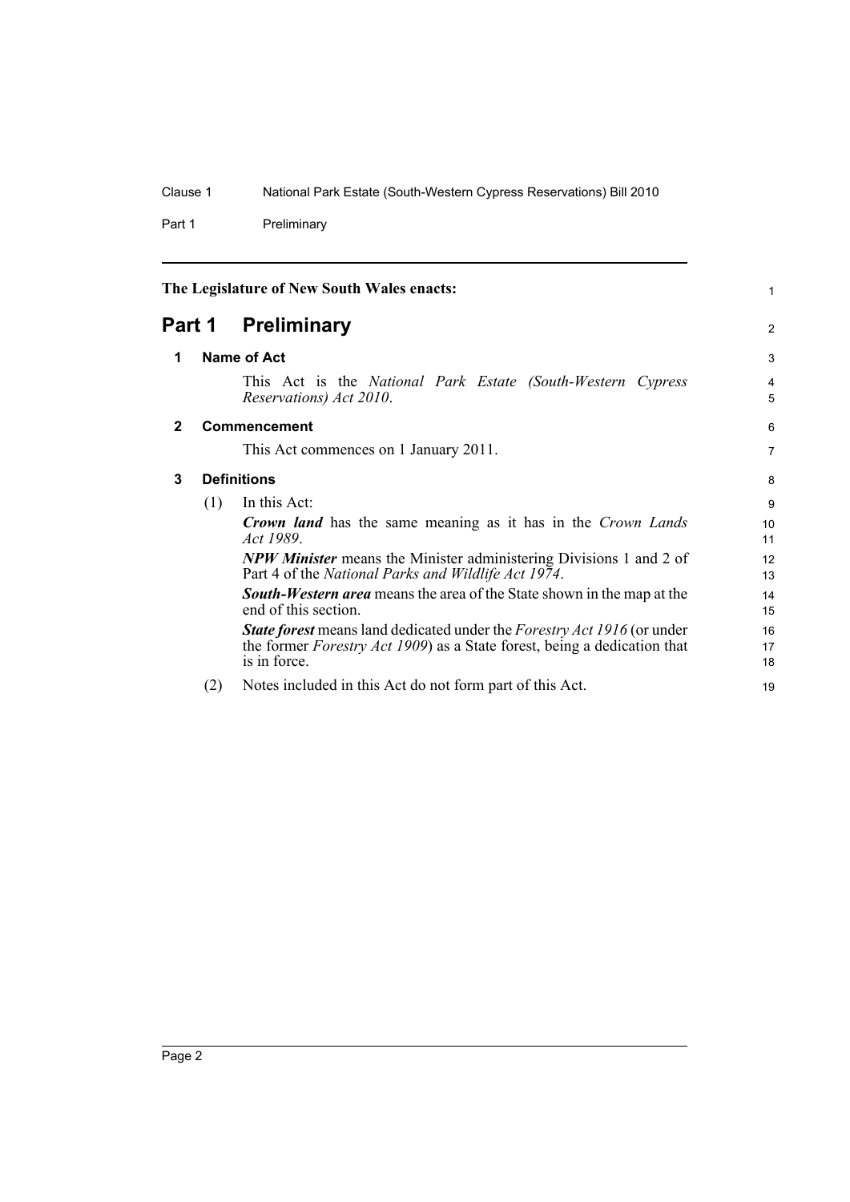The Legislature of New South Wales enacts:

# Part 1 Preliminary

## 1 Name of Act

This Act is the *National Park Estate (South-Western Cypress Reservations) Act 2010*.

## 2 Commencement

This Act commences on 1 January 2011.

## 3 Definitions

(1) In this Act:

***Crown land*** has the same meaning as it has in the *Crown Lands Act 1989*.

***NPW Minister*** means the Minister administering Divisions 1 and 2 of Part 4 of the *National Parks and Wildlife Act 1974*.

***South-Western area*** means the area of the State shown in the map at the end of this section.

***State forest*** means land dedicated under the *Forestry Act 1916* (or under the former *Forestry Act 1909*) as a State forest, being a dedication that is in force.

(2) Notes included in this Act do not form part of this Act.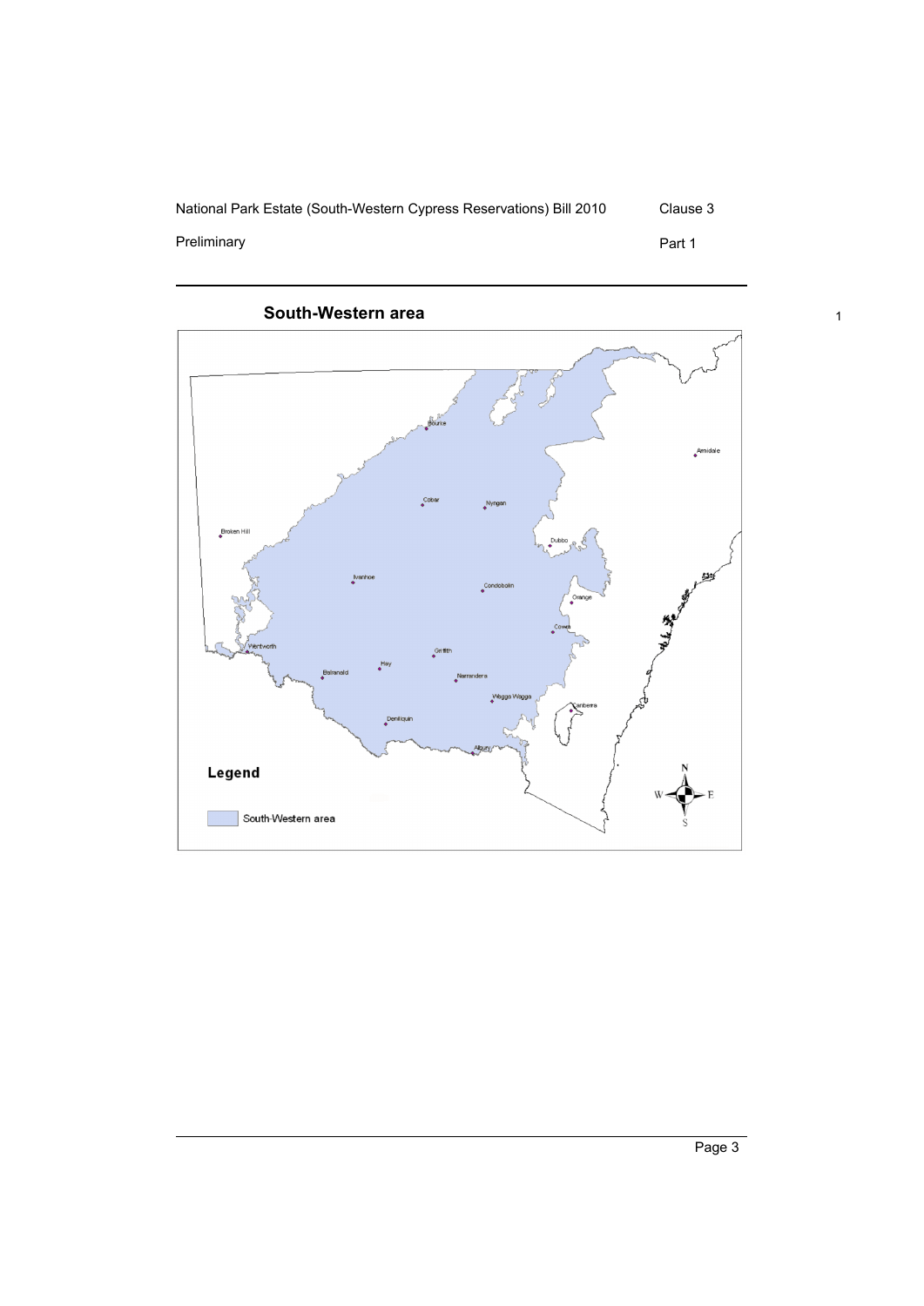**South-Western area**

Legend

South-Western area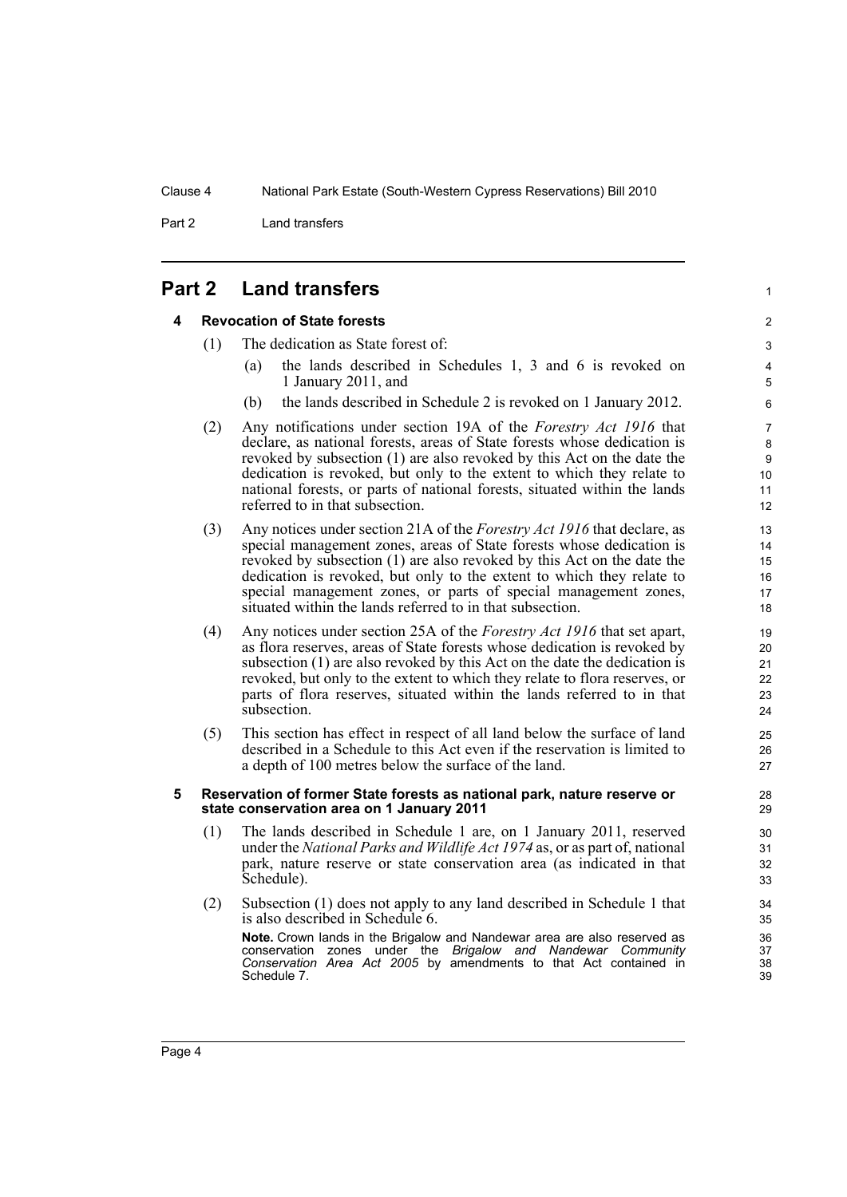## Part 2 Land transfers

### 4 Revocation of State forests

(1) The dedication as State forest of:

- (a) the lands described in Schedules 1, 3 and 6 is revoked on 1 January 2011, and
- (b) the lands described in Schedule 2 is revoked on 1 January 2012.

(2) Any notifications under section 19A of the *Forestry Act 1916* that declare, as national forests, areas of State forests whose dedication is revoked by subsection (1) are also revoked by this Act on the date the dedication is revoked, but only to the extent to which they relate to national forests, or parts of national forests, situated within the lands referred to in that subsection.

(3) Any notices under section 21A of the *Forestry Act 1916* that declare, as special management zones, areas of State forests whose dedication is revoked by subsection (1) are also revoked by this Act on the date the dedication is revoked, but only to the extent to which they relate to special management zones, or parts of special management zones, situated within the lands referred to in that subsection.

(4) Any notices under section 25A of the *Forestry Act 1916* that set apart, as flora reserves, areas of State forests whose dedication is revoked by subsection (1) are also revoked by this Act on the date the dedication is revoked, but only to the extent to which they relate to flora reserves, or parts of flora reserves, situated within the lands referred to in that subsection.

(5) This section has effect in respect of all land below the surface of land described in a Schedule to this Act even if the reservation is limited to a depth of 100 metres below the surface of the land.

### 5 Reservation of former State forests as national park, nature reserve or state conservation area on 1 January 2011

(1) The lands described in Schedule 1 are, on 1 January 2011, reserved under the *National Parks and Wildlife Act 1974* as, or as part of, national park, nature reserve or state conservation area (as indicated in that Schedule).

(2) Subsection (1) does not apply to any land described in Schedule 1 that is also described in Schedule 6.

**Note.** Crown lands in the Brigalow and Nandewar area are also reserved as conservation zones under the *Brigalow and Nandewar Community Conservation Area Act 2005* by amendments to that Act contained in Schedule 7.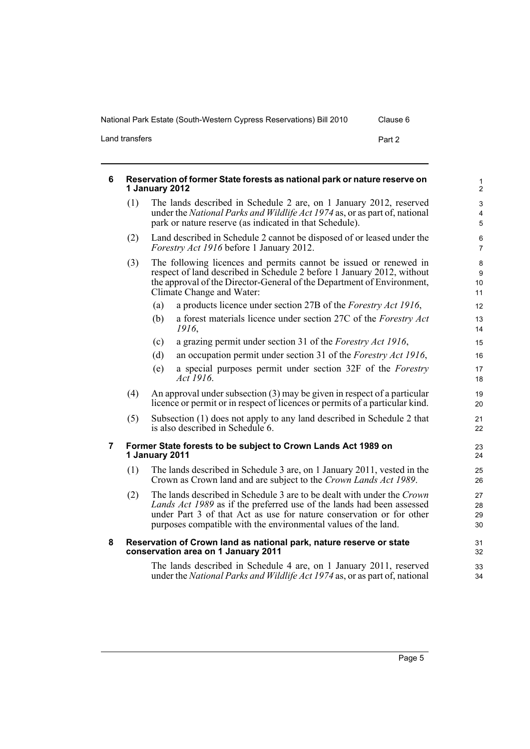### 6 Reservation of former State forests as national park or nature reserve on 1 January 2012

(1) The lands described in Schedule 2 are, on 1 January 2012, reserved under the *National Parks and Wildlife Act 1974* as, or as part of, national park or nature reserve (as indicated in that Schedule).

(2) Land described in Schedule 2 cannot be disposed of or leased under the *Forestry Act 1916* before 1 January 2012.

(3) The following licences and permits cannot be issued or renewed in respect of land described in Schedule 2 before 1 January 2012, without the approval of the Director-General of the Department of Environment, Climate Change and Water:

- (a) a products licence under section 27B of the *Forestry Act 1916*,
- (b) a forest materials licence under section 27C of the *Forestry Act 1916*,
- (c) a grazing permit under section 31 of the *Forestry Act 1916*,
- (d) an occupation permit under section 31 of the *Forestry Act 1916*,
- (e) a special purposes permit under section 32F of the *Forestry Act 1916*.

(4) An approval under subsection (3) may be given in respect of a particular licence or permit or in respect of licences or permits of a particular kind.

(5) Subsection (1) does not apply to any land described in Schedule 2 that is also described in Schedule 6.

### 7 Former State forests to be subject to Crown Lands Act 1989 on 1 January 2011

(1) The lands described in Schedule 3 are, on 1 January 2011, vested in the Crown as Crown land and are subject to the *Crown Lands Act 1989*.

(2) The lands described in Schedule 3 are to be dealt with under the *Crown Lands Act 1989* as if the preferred use of the lands had been assessed under Part 3 of that Act as use for nature conservation or for other purposes compatible with the environmental values of the land.

### 8 Reservation of Crown land as national park, nature reserve or state conservation area on 1 January 2011

The lands described in Schedule 4 are, on 1 January 2011, reserved under the *National Parks and Wildlife Act 1974* as, or as part of, national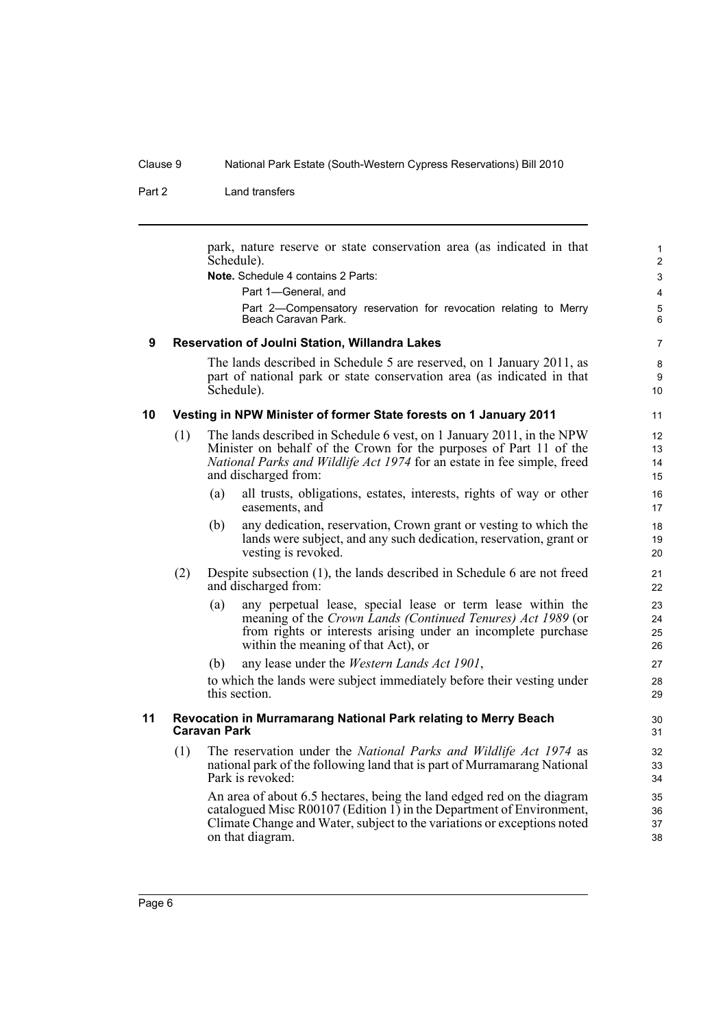park, nature reserve or state conservation area (as indicated in that Schedule).

**Note.** Schedule 4 contains 2 Parts:

Part 1—General, and

Part 2—Compensatory reservation for revocation relating to Merry Beach Caravan Park.

### 9 Reservation of Joulni Station, Willandra Lakes

The lands described in Schedule 5 are reserved, on 1 January 2011, as part of national park or state conservation area (as indicated in that Schedule).

### 10 Vesting in NPW Minister of former State forests on 1 January 2011

(1) The lands described in Schedule 6 vest, on 1 January 2011, in the NPW Minister on behalf of the Crown for the purposes of Part 11 of the *National Parks and Wildlife Act 1974* for an estate in fee simple, freed and discharged from:

- (a) all trusts, obligations, estates, interests, rights of way or other easements, and
- (b) any dedication, reservation, Crown grant or vesting to which the lands were subject, and any such dedication, reservation, grant or vesting is revoked.

(2) Despite subsection (1), the lands described in Schedule 6 are not freed and discharged from:

- (a) any perpetual lease, special lease or term lease within the meaning of the *Crown Lands (Continued Tenures) Act 1989* (or from rights or interests arising under an incomplete purchase within the meaning of that Act), or
- (b) any lease under the *Western Lands Act 1901*,

to which the lands were subject immediately before their vesting under this section.

### 11 Revocation in Murramarang National Park relating to Merry Beach Caravan Park

(1) The reservation under the *National Parks and Wildlife Act 1974* as national park of the following land that is part of Murramarang National Park is revoked:

An area of about 6.5 hectares, being the land edged red on the diagram catalogued Misc R00107 (Edition 1) in the Department of Environment, Climate Change and Water, subject to the variations or exceptions noted on that diagram.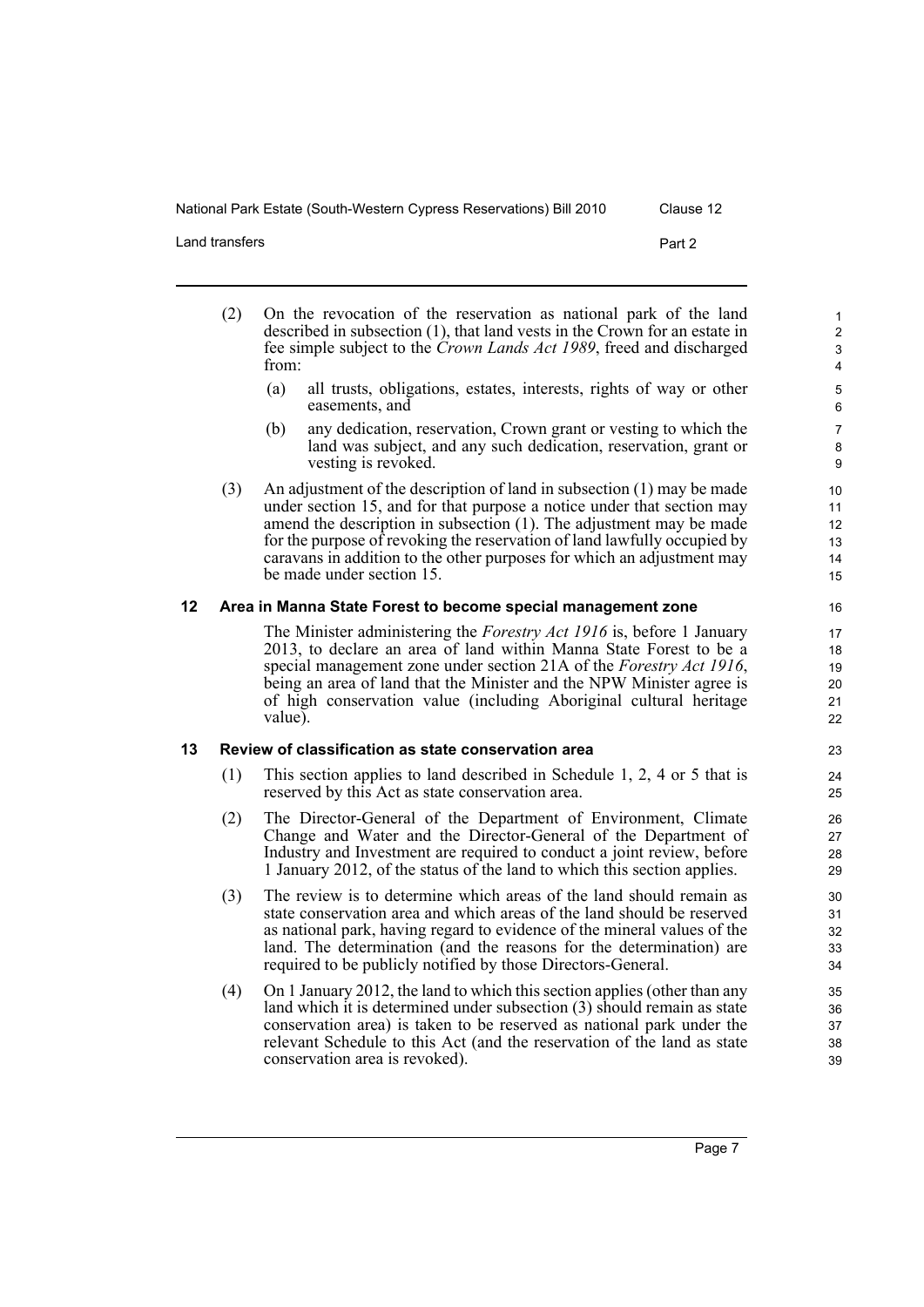(2) On the revocation of the reservation as national park of the land described in subsection (1), that land vests in the Crown for an estate in fee simple subject to the *Crown Lands Act 1989*, freed and discharged from:

(a) all trusts, obligations, estates, interests, rights of way or other easements, and

(b) any dedication, reservation, Crown grant or vesting to which the land was subject, and any such dedication, reservation, grant or vesting is revoked.

(3) An adjustment of the description of land in subsection (1) may be made under section 15, and for that purpose a notice under that section may amend the description in subsection (1). The adjustment may be made for the purpose of revoking the reservation of land lawfully occupied by caravans in addition to the other purposes for which an adjustment may be made under section 15.

### 12 Area in Manna State Forest to become special management zone

The Minister administering the *Forestry Act 1916* is, before 1 January 2013, to declare an area of land within Manna State Forest to be a special management zone under section 21A of the *Forestry Act 1916*, being an area of land that the Minister and the NPW Minister agree is of high conservation value (including Aboriginal cultural heritage value).

### 13 Review of classification as state conservation area

(1) This section applies to land described in Schedule 1, 2, 4 or 5 that is reserved by this Act as state conservation area.

(2) The Director-General of the Department of Environment, Climate Change and Water and the Director-General of the Department of Industry and Investment are required to conduct a joint review, before 1 January 2012, of the status of the land to which this section applies.

(3) The review is to determine which areas of the land should remain as state conservation area and which areas of the land should be reserved as national park, having regard to evidence of the mineral values of the land. The determination (and the reasons for the determination) are required to be publicly notified by those Directors-General.

(4) On 1 January 2012, the land to which this section applies (other than any land which it is determined under subsection (3) should remain as state conservation area) is taken to be reserved as national park under the relevant Schedule to this Act (and the reservation of the land as state conservation area is revoked).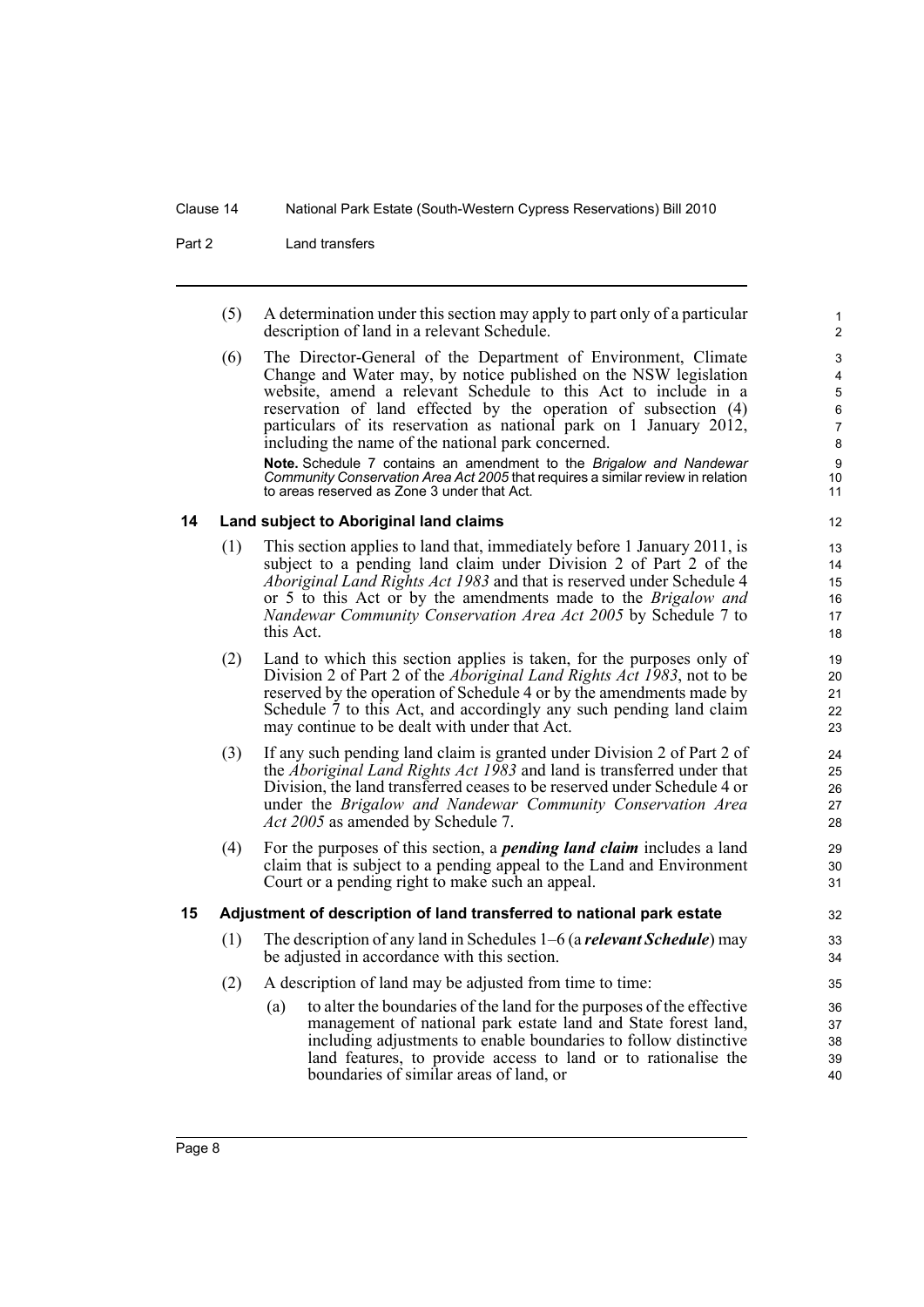(5) A determination under this section may apply to part only of a particular description of land in a relevant Schedule.

(6) The Director-General of the Department of Environment, Climate Change and Water may, by notice published on the NSW legislation website, amend a relevant Schedule to this Act to include in a reservation of land effected by the operation of subsection (4) particulars of its reservation as national park on 1 January 2012, including the name of the national park concerned.

**Note.** Schedule 7 contains an amendment to the *Brigalow and Nandewar Community Conservation Area Act 2005* that requires a similar review in relation to areas reserved as Zone 3 under that Act.

### 14 Land subject to Aboriginal land claims

(1) This section applies to land that, immediately before 1 January 2011, is subject to a pending land claim under Division 2 of Part 2 of the *Aboriginal Land Rights Act 1983* and that is reserved under Schedule 4 or 5 to this Act or by the amendments made to the *Brigalow and Nandewar Community Conservation Area Act 2005* by Schedule 7 to this Act.

(2) Land to which this section applies is taken, for the purposes only of Division 2 of Part 2 of the *Aboriginal Land Rights Act 1983*, not to be reserved by the operation of Schedule 4 or by the amendments made by Schedule 7 to this Act, and accordingly any such pending land claim may continue to be dealt with under that Act.

(3) If any such pending land claim is granted under Division 2 of Part 2 of the *Aboriginal Land Rights Act 1983* and land is transferred under that Division, the land transferred ceases to be reserved under Schedule 4 or under the *Brigalow and Nandewar Community Conservation Area Act 2005* as amended by Schedule 7.

(4) For the purposes of this section, a ***pending land claim*** includes a land claim that is subject to a pending appeal to the Land and Environment Court or a pending right to make such an appeal.

### 15 Adjustment of description of land transferred to national park estate

(1) The description of any land in Schedules 1–6 (a ***relevant Schedule***) may be adjusted in accordance with this section.

(2) A description of land may be adjusted from time to time:

(a) to alter the boundaries of the land for the purposes of the effective management of national park estate land and State forest land, including adjustments to enable boundaries to follow distinctive land features, to provide access to land or to rationalise the boundaries of similar areas of land, or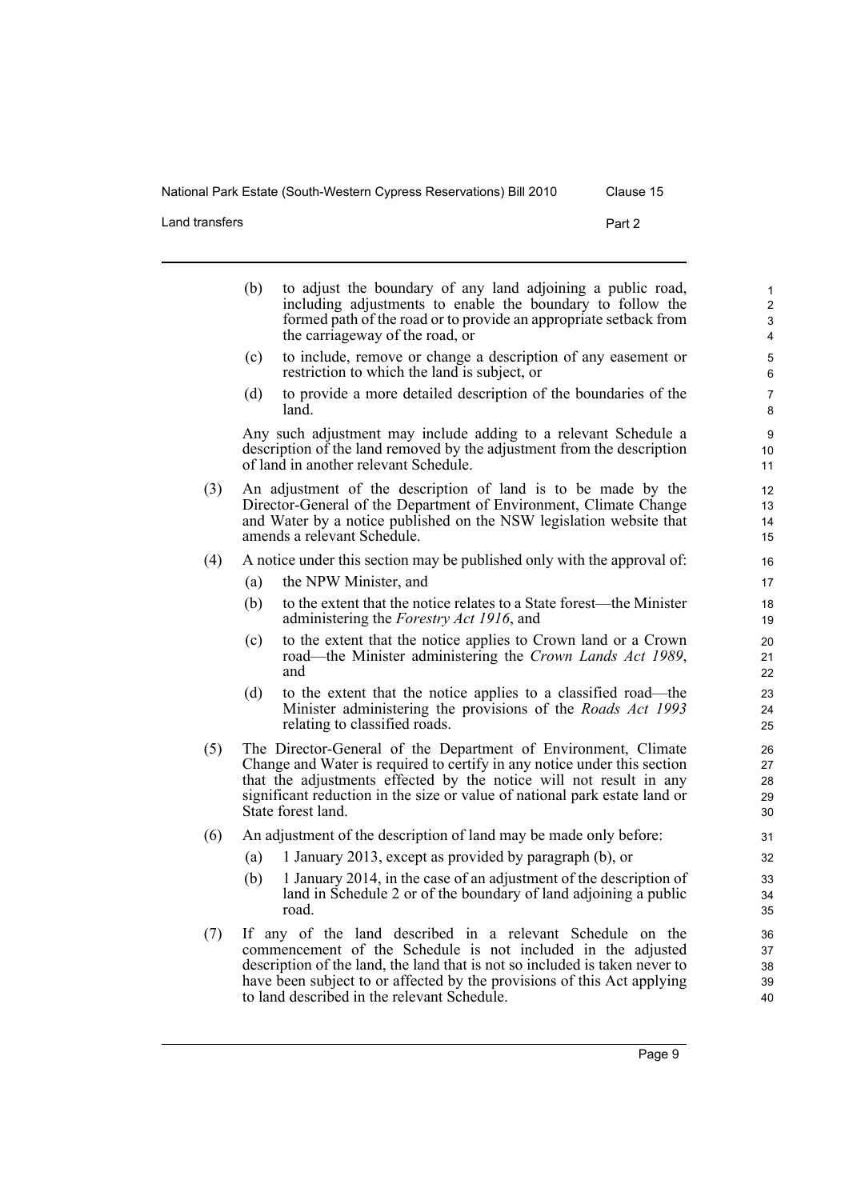(b) to adjust the boundary of any land adjoining a public road, including adjustments to enable the boundary to follow the formed path of the road or to provide an appropriate setback from the carriageway of the road, or

(c) to include, remove or change a description of any easement or restriction to which the land is subject, or

(d) to provide a more detailed description of the boundaries of the land.

Any such adjustment may include adding to a relevant Schedule a description of the land removed by the adjustment from the description of land in another relevant Schedule.

(3) An adjustment of the description of land is to be made by the Director-General of the Department of Environment, Climate Change and Water by a notice published on the NSW legislation website that amends a relevant Schedule.

(4) A notice under this section may be published only with the approval of:

(a) the NPW Minister, and

(b) to the extent that the notice relates to a State forest—the Minister administering the *Forestry Act 1916*, and

(c) to the extent that the notice applies to Crown land or a Crown road—the Minister administering the *Crown Lands Act 1989*, and

(d) to the extent that the notice applies to a classified road—the Minister administering the provisions of the *Roads Act 1993* relating to classified roads.

(5) The Director-General of the Department of Environment, Climate Change and Water is required to certify in any notice under this section that the adjustments effected by the notice will not result in any significant reduction in the size or value of national park estate land or State forest land.

(6) An adjustment of the description of land may be made only before:

(a) 1 January 2013, except as provided by paragraph (b), or

(b) 1 January 2014, in the case of an adjustment of the description of land in Schedule 2 or of the boundary of land adjoining a public road.

(7) If any of the land described in a relevant Schedule on the commencement of the Schedule is not included in the adjusted description of the land, the land that is not so included is taken never to have been subject to or affected by the provisions of this Act applying to land described in the relevant Schedule.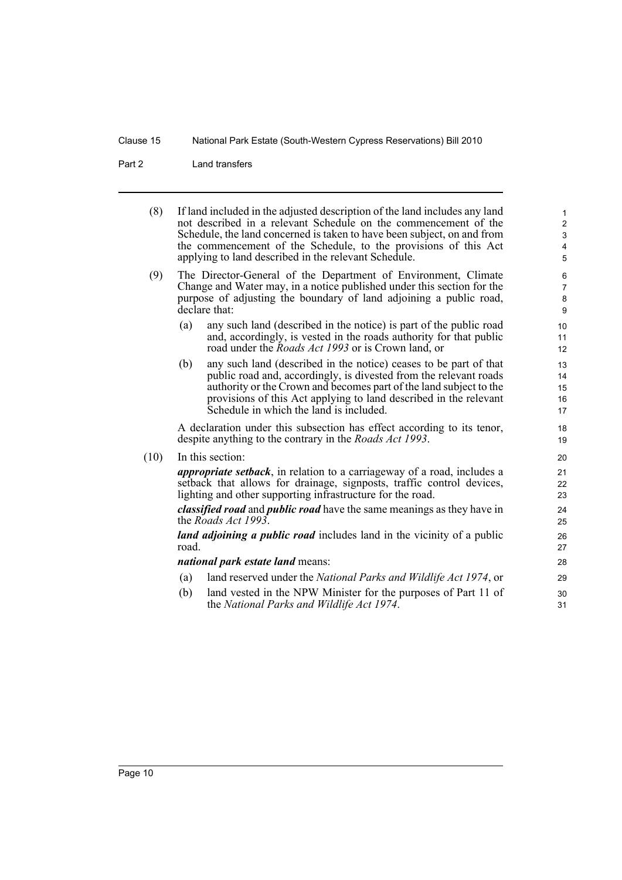(8) If land included in the adjusted description of the land includes any land not described in a relevant Schedule on the commencement of the Schedule, the land concerned is taken to have been subject, on and from the commencement of the Schedule, to the provisions of this Act applying to land described in the relevant Schedule.

(9) The Director-General of the Department of Environment, Climate Change and Water may, in a notice published under this section for the purpose of adjusting the boundary of land adjoining a public road, declare that:

(a) any such land (described in the notice) is part of the public road and, accordingly, is vested in the roads authority for that public road under the *Roads Act 1993* or is Crown land, or

(b) any such land (described in the notice) ceases to be part of that public road and, accordingly, is divested from the relevant roads authority or the Crown and becomes part of the land subject to the provisions of this Act applying to land described in the relevant Schedule in which the land is included.

A declaration under this subsection has effect according to its tenor, despite anything to the contrary in the *Roads Act 1993*.

(10) In this section:

***appropriate setback***, in relation to a carriageway of a road, includes a setback that allows for drainage, signposts, traffic control devices, lighting and other supporting infrastructure for the road.

***classified road*** and ***public road*** have the same meanings as they have in the *Roads Act 1993*.

***land adjoining a public road*** includes land in the vicinity of a public road.

***national park estate land*** means:

(a) land reserved under the *National Parks and Wildlife Act 1974*, or

(b) land vested in the NPW Minister for the purposes of Part 11 of the *National Parks and Wildlife Act 1974*.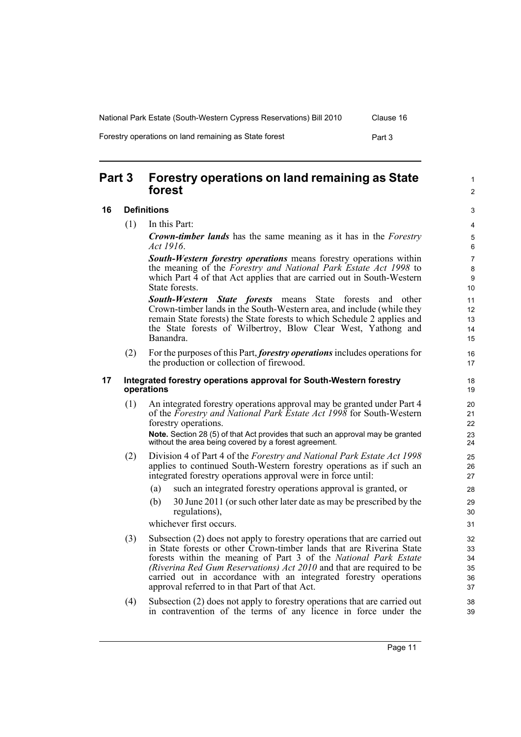## Part 3 Forestry operations on land remaining as State forest

### 16 Definitions

(1) In this Part:

***Crown-timber lands*** has the same meaning as it has in the *Forestry Act 1916*.

***South-Western forestry operations*** means forestry operations within the meaning of the *Forestry and National Park Estate Act 1998* to which Part 4 of that Act applies that are carried out in South-Western State forests.

***South-Western State forests*** means State forests and other Crown-timber lands in the South-Western area, and include (while they remain State forests) the State forests to which Schedule 2 applies and the State forests of Wilbertroy, Blow Clear West, Yathong and Banandra.

(2) For the purposes of this Part, ***forestry operations*** includes operations for the production or collection of firewood.

### 17 Integrated forestry operations approval for South-Western forestry operations

(1) An integrated forestry operations approval may be granted under Part 4 of the *Forestry and National Park Estate Act 1998* for South-Western forestry operations.

**Note.** Section 28 (5) of that Act provides that such an approval may be granted without the area being covered by a forest agreement.

(2) Division 4 of Part 4 of the *Forestry and National Park Estate Act 1998* applies to continued South-Western forestry operations as if such an integrated forestry operations approval were in force until:

(a) such an integrated forestry operations approval is granted, or

(b) 30 June 2011 (or such other later date as may be prescribed by the regulations),

whichever first occurs.

(3) Subsection (2) does not apply to forestry operations that are carried out in State forests or other Crown-timber lands that are Riverina State forests within the meaning of Part 3 of the *National Park Estate (Riverina Red Gum Reservations) Act 2010* and that are required to be carried out in accordance with an integrated forestry operations approval referred to in that Part of that Act.

(4) Subsection (2) does not apply to forestry operations that are carried out in contravention of the terms of any licence in force under the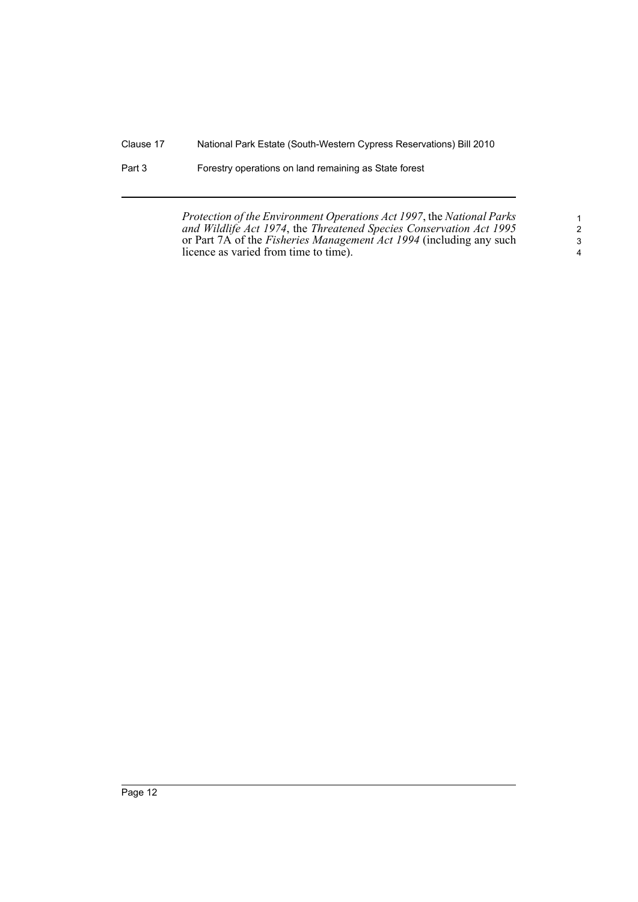*Protection of the Environment Operations Act 1997*, the *National Parks and Wildlife Act 1974*, the *Threatened Species Conservation Act 1995* or Part 7A of the *Fisheries Management Act 1994* (including any such licence as varied from time to time).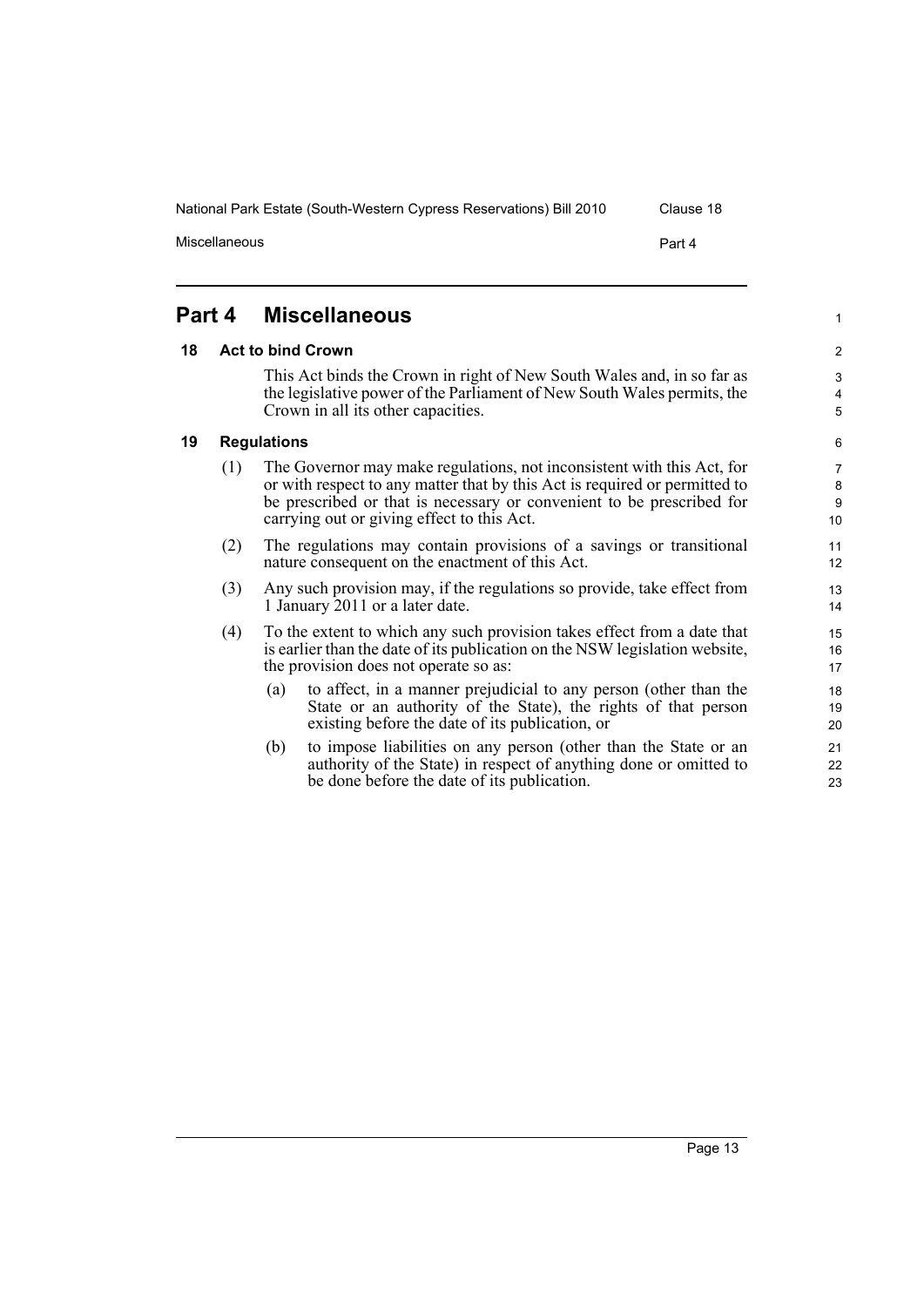## Part 4 Miscellaneous

### 18 Act to bind Crown

This Act binds the Crown in right of New South Wales and, in so far as the legislative power of the Parliament of New South Wales permits, the Crown in all its other capacities.

### 19 Regulations

(1) The Governor may make regulations, not inconsistent with this Act, for or with respect to any matter that by this Act is required or permitted to be prescribed or that is necessary or convenient to be prescribed for carrying out or giving effect to this Act.

(2) The regulations may contain provisions of a savings or transitional nature consequent on the enactment of this Act.

(3) Any such provision may, if the regulations so provide, take effect from 1 January 2011 or a later date.

(4) To the extent to which any such provision takes effect from a date that is earlier than the date of its publication on the NSW legislation website, the provision does not operate so as:

(a) to affect, in a manner prejudicial to any person (other than the State or an authority of the State), the rights of that person existing before the date of its publication, or

(b) to impose liabilities on any person (other than the State or an authority of the State) in respect of anything done or omitted to be done before the date of its publication.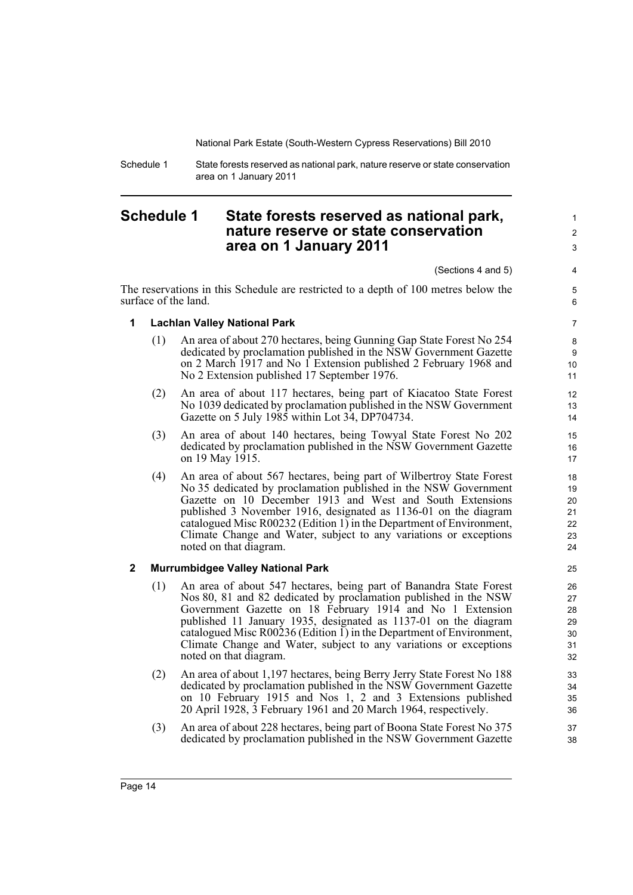## Schedule 1 State forests reserved as national park, nature reserve or state conservation area on 1 January 2011

(Sections 4 and 5)

The reservations in this Schedule are restricted to a depth of 100 metres below the surface of the land.

**1 Lachlan Valley National Park**

(1) An area of about 270 hectares, being Gunning Gap State Forest No 254 dedicated by proclamation published in the NSW Government Gazette on 2 March 1917 and No 1 Extension published 2 February 1968 and No 2 Extension published 17 September 1976.

(2) An area of about 117 hectares, being part of Kiacatoo State Forest No 1039 dedicated by proclamation published in the NSW Government Gazette on 5 July 1985 within Lot 34, DP704734.

(3) An area of about 140 hectares, being Towyal State Forest No 202 dedicated by proclamation published in the NSW Government Gazette on 19 May 1915.

(4) An area of about 567 hectares, being part of Wilbertroy State Forest No 35 dedicated by proclamation published in the NSW Government Gazette on 10 December 1913 and West and South Extensions published 3 November 1916, designated as 1136-01 on the diagram catalogued Misc R00232 (Edition 1) in the Department of Environment, Climate Change and Water, subject to any variations or exceptions noted on that diagram.

**2 Murrumbidgee Valley National Park**

(1) An area of about 547 hectares, being part of Banandra State Forest Nos 80, 81 and 82 dedicated by proclamation published in the NSW Government Gazette on 18 February 1914 and No 1 Extension published 11 January 1935, designated as 1137-01 on the diagram catalogued Misc R00236 (Edition 1) in the Department of Environment, Climate Change and Water, subject to any variations or exceptions noted on that diagram.

(2) An area of about 1,197 hectares, being Berry Jerry State Forest No 188 dedicated by proclamation published in the NSW Government Gazette on 10 February 1915 and Nos 1, 2 and 3 Extensions published 20 April 1928, 3 February 1961 and 20 March 1964, respectively.

(3) An area of about 228 hectares, being part of Boona State Forest No 375 dedicated by proclamation published in the NSW Government Gazette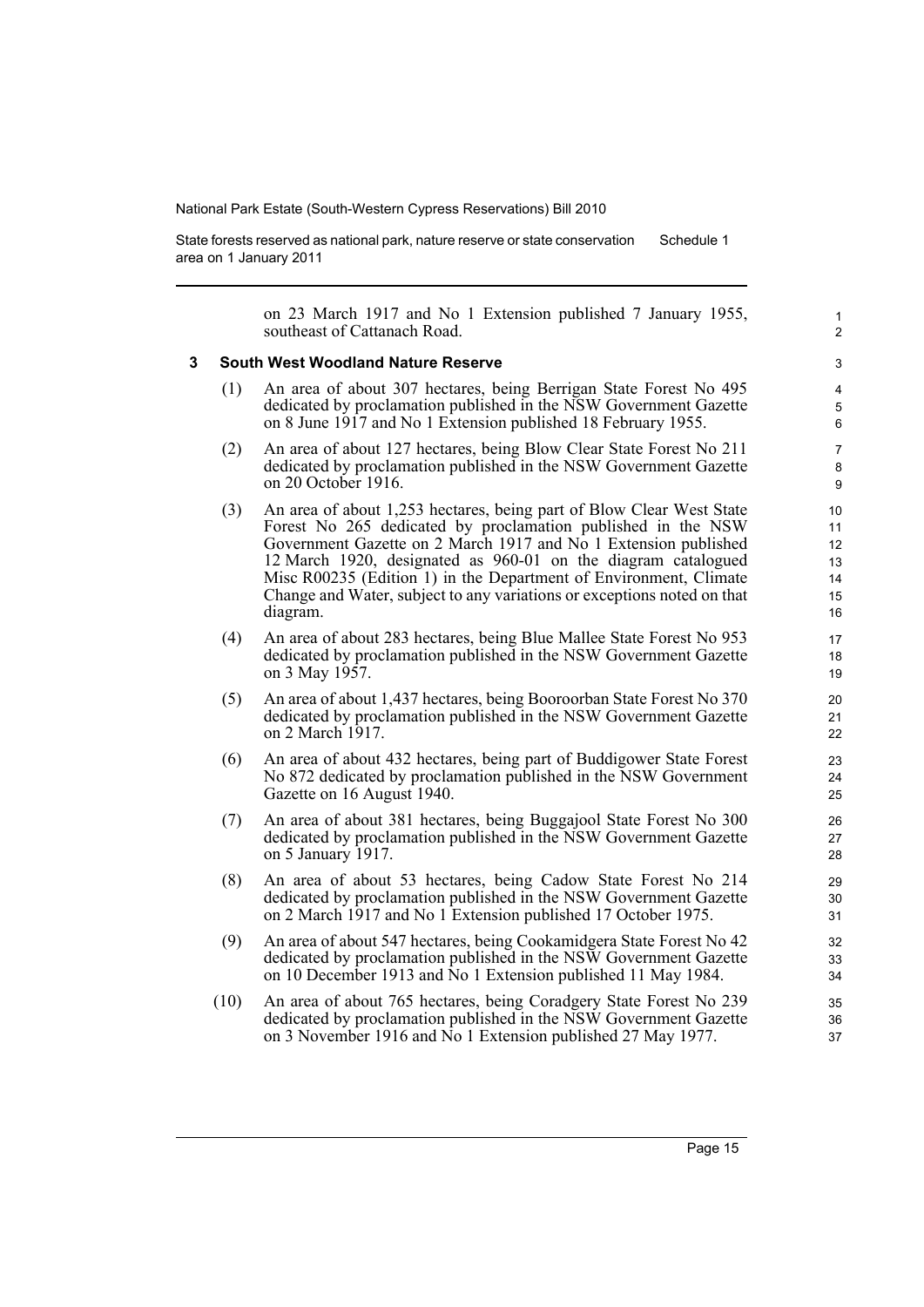on 23 March 1917 and No 1 Extension published 7 January 1955, southeast of Cattanach Road.

### 3 South West Woodland Nature Reserve

(1) An area of about 307 hectares, being Berrigan State Forest No 495 dedicated by proclamation published in the NSW Government Gazette on 8 June 1917 and No 1 Extension published 18 February 1955.

(2) An area of about 127 hectares, being Blow Clear State Forest No 211 dedicated by proclamation published in the NSW Government Gazette on 20 October 1916.

(3) An area of about 1,253 hectares, being part of Blow Clear West State Forest No 265 dedicated by proclamation published in the NSW Government Gazette on 2 March 1917 and No 1 Extension published 12 March 1920, designated as 960-01 on the diagram catalogued Misc R00235 (Edition 1) in the Department of Environment, Climate Change and Water, subject to any variations or exceptions noted on that diagram.

(4) An area of about 283 hectares, being Blue Mallee State Forest No 953 dedicated by proclamation published in the NSW Government Gazette on 3 May 1957.

(5) An area of about 1,437 hectares, being Booroorban State Forest No 370 dedicated by proclamation published in the NSW Government Gazette on 2 March 1917.

(6) An area of about 432 hectares, being part of Buddigower State Forest No 872 dedicated by proclamation published in the NSW Government Gazette on 16 August 1940.

(7) An area of about 381 hectares, being Buggajool State Forest No 300 dedicated by proclamation published in the NSW Government Gazette on 5 January 1917.

(8) An area of about 53 hectares, being Cadow State Forest No 214 dedicated by proclamation published in the NSW Government Gazette on 2 March 1917 and No 1 Extension published 17 October 1975.

(9) An area of about 547 hectares, being Cookamidgera State Forest No 42 dedicated by proclamation published in the NSW Government Gazette on 10 December 1913 and No 1 Extension published 11 May 1984.

(10) An area of about 765 hectares, being Coradgery State Forest No 239 dedicated by proclamation published in the NSW Government Gazette on 3 November 1916 and No 1 Extension published 27 May 1977.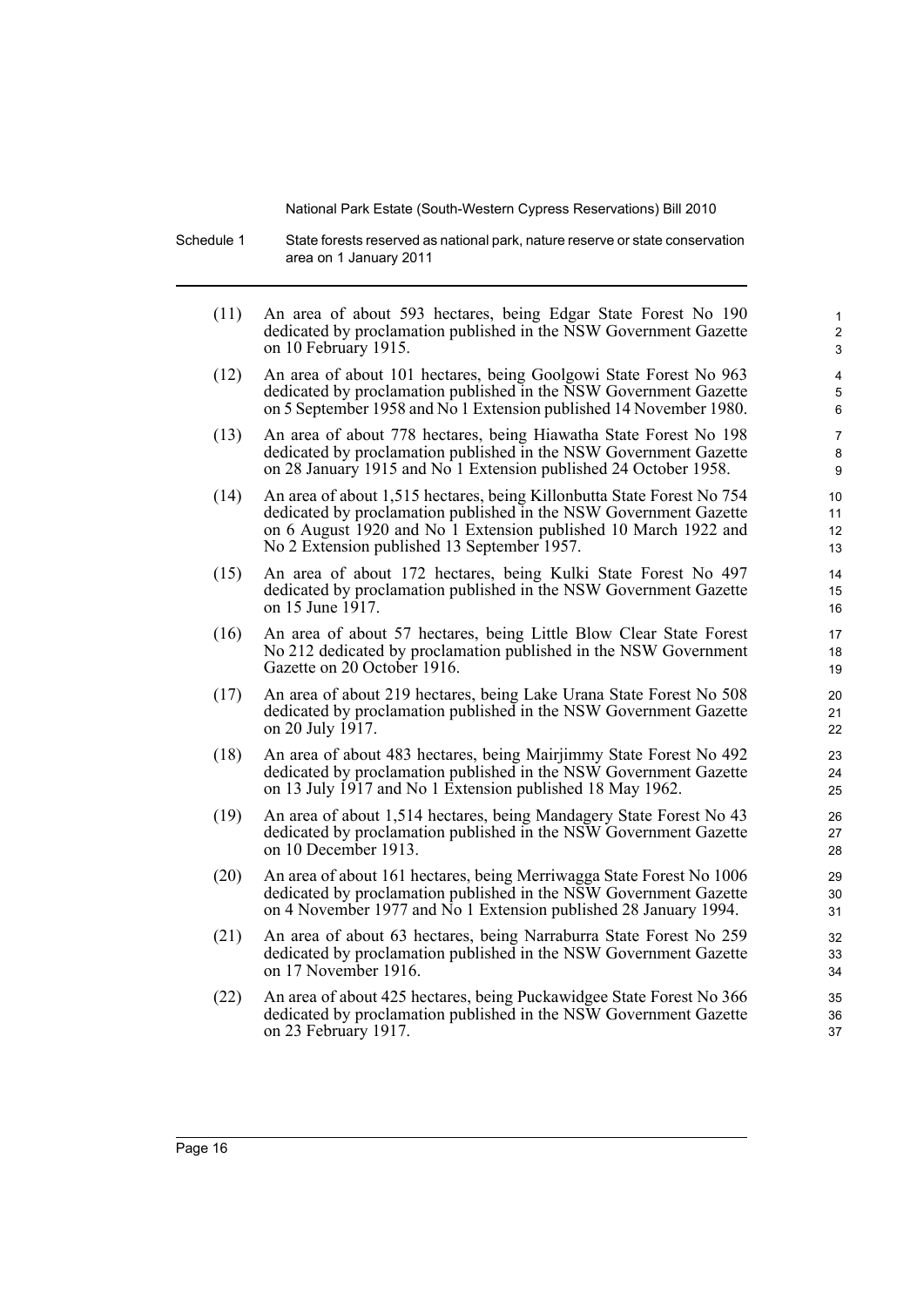(11) An area of about 593 hectares, being Edgar State Forest No 190 dedicated by proclamation published in the NSW Government Gazette on 10 February 1915.

(12) An area of about 101 hectares, being Goolgowi State Forest No 963 dedicated by proclamation published in the NSW Government Gazette on 5 September 1958 and No 1 Extension published 14 November 1980.

(13) An area of about 778 hectares, being Hiawatha State Forest No 198 dedicated by proclamation published in the NSW Government Gazette on 28 January 1915 and No 1 Extension published 24 October 1958.

(14) An area of about 1,515 hectares, being Killonbutta State Forest No 754 dedicated by proclamation published in the NSW Government Gazette on 6 August 1920 and No 1 Extension published 10 March 1922 and No 2 Extension published 13 September 1957.

(15) An area of about 172 hectares, being Kulki State Forest No 497 dedicated by proclamation published in the NSW Government Gazette on 15 June 1917.

(16) An area of about 57 hectares, being Little Blow Clear State Forest No 212 dedicated by proclamation published in the NSW Government Gazette on 20 October 1916.

(17) An area of about 219 hectares, being Lake Urana State Forest No 508 dedicated by proclamation published in the NSW Government Gazette on 20 July 1917.

(18) An area of about 483 hectares, being Mairjimmy State Forest No 492 dedicated by proclamation published in the NSW Government Gazette on 13 July 1917 and No 1 Extension published 18 May 1962.

(19) An area of about 1,514 hectares, being Mandagery State Forest No 43 dedicated by proclamation published in the NSW Government Gazette on 10 December 1913.

(20) An area of about 161 hectares, being Merriwagga State Forest No 1006 dedicated by proclamation published in the NSW Government Gazette on 4 November 1977 and No 1 Extension published 28 January 1994.

(21) An area of about 63 hectares, being Narraburra State Forest No 259 dedicated by proclamation published in the NSW Government Gazette on 17 November 1916.

(22) An area of about 425 hectares, being Puckawidgee State Forest No 366 dedicated by proclamation published in the NSW Government Gazette on 23 February 1917.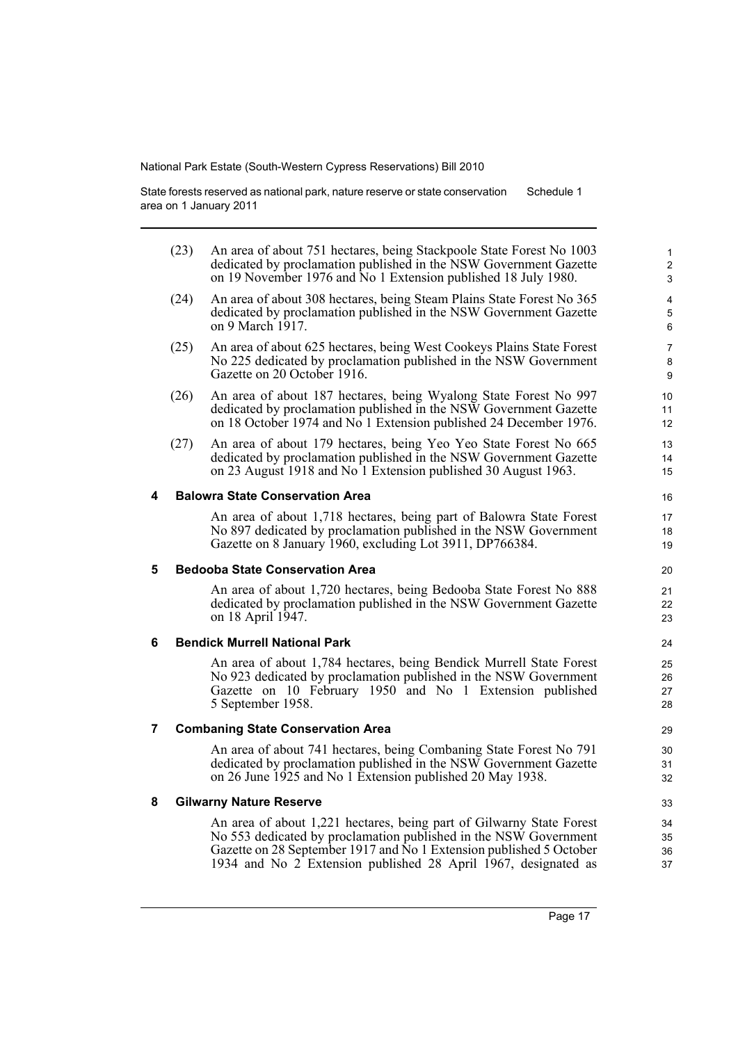(23) An area of about 751 hectares, being Stackpoole State Forest No 1003 dedicated by proclamation published in the NSW Government Gazette on 19 November 1976 and No 1 Extension published 18 July 1980.

(24) An area of about 308 hectares, being Steam Plains State Forest No 365 dedicated by proclamation published in the NSW Government Gazette on 9 March 1917.

(25) An area of about 625 hectares, being West Cookeys Plains State Forest No 225 dedicated by proclamation published in the NSW Government Gazette on 20 October 1916.

(26) An area of about 187 hectares, being Wyalong State Forest No 997 dedicated by proclamation published in the NSW Government Gazette on 18 October 1974 and No 1 Extension published 24 December 1976.

(27) An area of about 179 hectares, being Yeo Yeo State Forest No 665 dedicated by proclamation published in the NSW Government Gazette on 23 August 1918 and No 1 Extension published 30 August 1963.

### 4 Balowra State Conservation Area

An area of about 1,718 hectares, being part of Balowra State Forest No 897 dedicated by proclamation published in the NSW Government Gazette on 8 January 1960, excluding Lot 3911, DP766384.

### 5 Bedooba State Conservation Area

An area of about 1,720 hectares, being Bedooba State Forest No 888 dedicated by proclamation published in the NSW Government Gazette on 18 April 1947.

### 6 Bendick Murrell National Park

An area of about 1,784 hectares, being Bendick Murrell State Forest No 923 dedicated by proclamation published in the NSW Government Gazette on 10 February 1950 and No 1 Extension published 5 September 1958.

### 7 Combaning State Conservation Area

An area of about 741 hectares, being Combaning State Forest No 791 dedicated by proclamation published in the NSW Government Gazette on 26 June 1925 and No 1 Extension published 20 May 1938.

### 8 Gilwarny Nature Reserve

An area of about 1,221 hectares, being part of Gilwarny State Forest No 553 dedicated by proclamation published in the NSW Government Gazette on 28 September 1917 and No 1 Extension published 5 October 1934 and No 2 Extension published 28 April 1967, designated as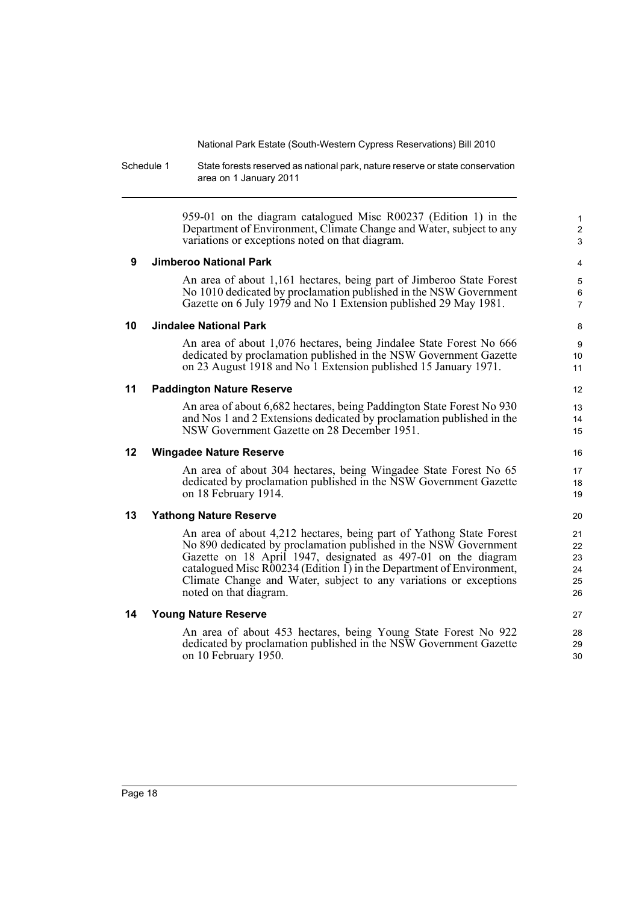959-01 on the diagram catalogued Misc R00237 (Edition 1) in the Department of Environment, Climate Change and Water, subject to any variations or exceptions noted on that diagram.

### 9 Jimberoo National Park

An area of about 1,161 hectares, being part of Jimberoo State Forest No 1010 dedicated by proclamation published in the NSW Government Gazette on 6 July 1979 and No 1 Extension published 29 May 1981.

### 10 Jindalee National Park

An area of about 1,076 hectares, being Jindalee State Forest No 666 dedicated by proclamation published in the NSW Government Gazette on 23 August 1918 and No 1 Extension published 15 January 1971.

### 11 Paddington Nature Reserve

An area of about 6,682 hectares, being Paddington State Forest No 930 and Nos 1 and 2 Extensions dedicated by proclamation published in the NSW Government Gazette on 28 December 1951.

### 12 Wingadee Nature Reserve

An area of about 304 hectares, being Wingadee State Forest No 65 dedicated by proclamation published in the NSW Government Gazette on 18 February 1914.

### 13 Yathong Nature Reserve

An area of about 4,212 hectares, being part of Yathong State Forest No 890 dedicated by proclamation published in the NSW Government Gazette on 18 April 1947, designated as 497-01 on the diagram catalogued Misc R00234 (Edition 1) in the Department of Environment, Climate Change and Water, subject to any variations or exceptions noted on that diagram.

### 14 Young Nature Reserve

An area of about 453 hectares, being Young State Forest No 922 dedicated by proclamation published in the NSW Government Gazette on 10 February 1950.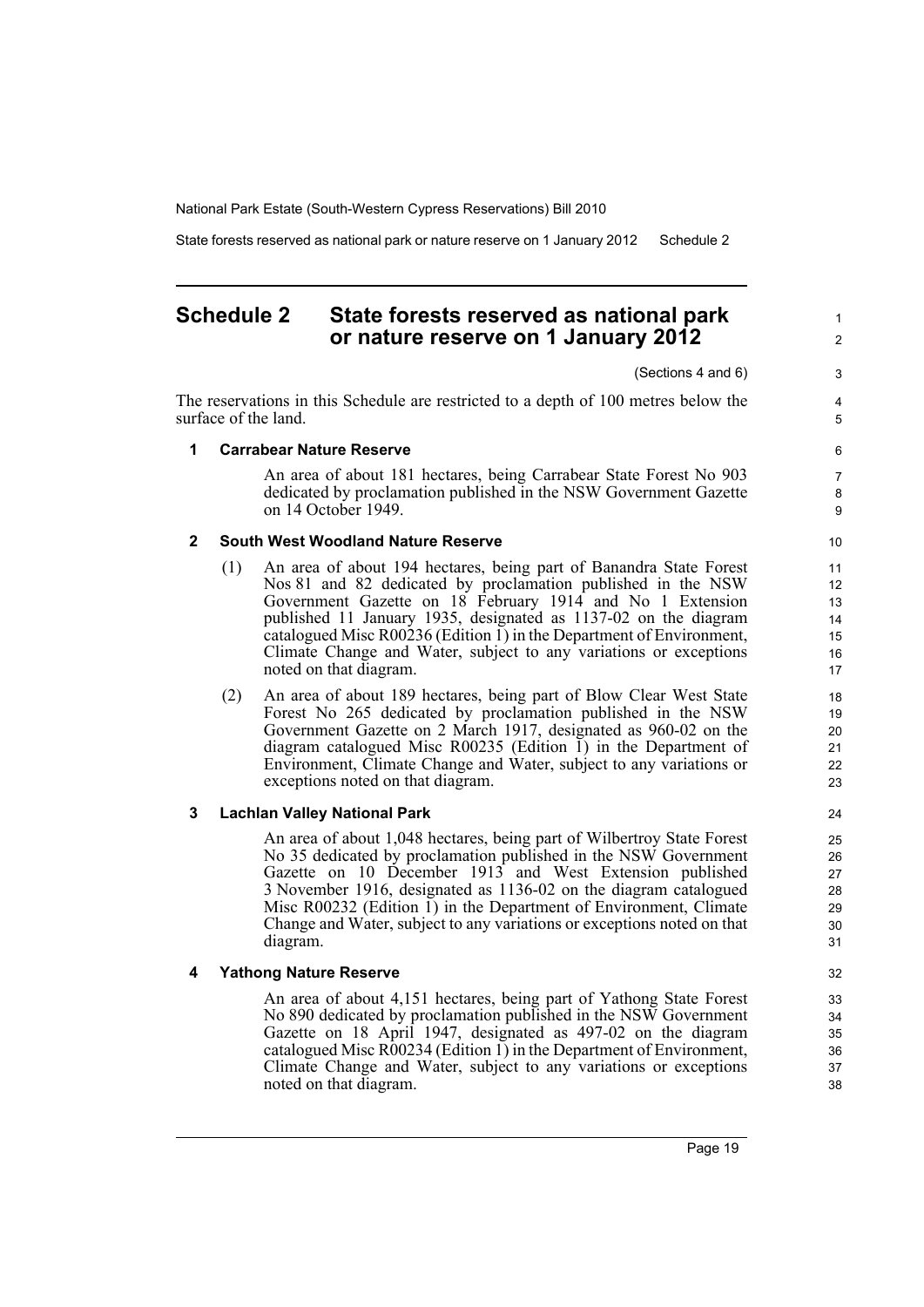# Schedule 2 State forests reserved as national park or nature reserve on 1 January 2012

(Sections 4 and 6)

The reservations in this Schedule are restricted to a depth of 100 metres below the surface of the land.

### 1 Carrabear Nature Reserve

An area of about 181 hectares, being Carrabear State Forest No 903 dedicated by proclamation published in the NSW Government Gazette on 14 October 1949.

### 2 South West Woodland Nature Reserve

(1) An area of about 194 hectares, being part of Banandra State Forest Nos 81 and 82 dedicated by proclamation published in the NSW Government Gazette on 18 February 1914 and No 1 Extension published 11 January 1935, designated as 1137-02 on the diagram catalogued Misc R00236 (Edition 1) in the Department of Environment, Climate Change and Water, subject to any variations or exceptions noted on that diagram.

(2) An area of about 189 hectares, being part of Blow Clear West State Forest No 265 dedicated by proclamation published in the NSW Government Gazette on 2 March 1917, designated as 960-02 on the diagram catalogued Misc R00235 (Edition 1) in the Department of Environment, Climate Change and Water, subject to any variations or exceptions noted on that diagram.

### 3 Lachlan Valley National Park

An area of about 1,048 hectares, being part of Wilbertroy State Forest No 35 dedicated by proclamation published in the NSW Government Gazette on 10 December 1913 and West Extension published 3 November 1916, designated as 1136-02 on the diagram catalogued Misc R00232 (Edition 1) in the Department of Environment, Climate Change and Water, subject to any variations or exceptions noted on that diagram.

### 4 Yathong Nature Reserve

An area of about 4,151 hectares, being part of Yathong State Forest No 890 dedicated by proclamation published in the NSW Government Gazette on 18 April 1947, designated as 497-02 on the diagram catalogued Misc R00234 (Edition 1) in the Department of Environment, Climate Change and Water, subject to any variations or exceptions noted on that diagram.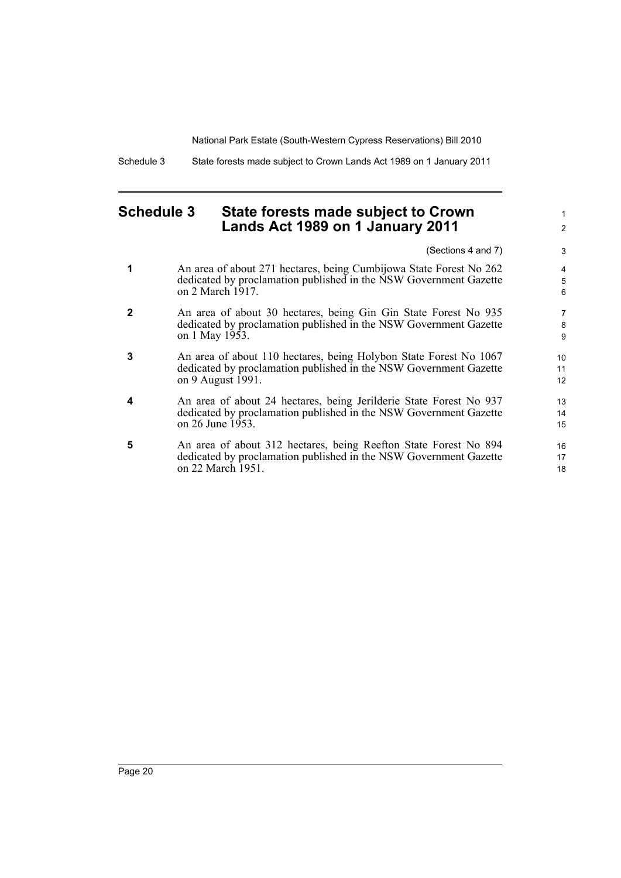## Schedule 3 State forests made subject to Crown Lands Act 1989 on 1 January 2011

(Sections 4 and 7)

**1** An area of about 271 hectares, being Cumbijowa State Forest No 262 dedicated by proclamation published in the NSW Government Gazette on 2 March 1917.

**2** An area of about 30 hectares, being Gin Gin State Forest No 935 dedicated by proclamation published in the NSW Government Gazette on 1 May 1953.

**3** An area of about 110 hectares, being Holybon State Forest No 1067 dedicated by proclamation published in the NSW Government Gazette on 9 August 1991.

**4** An area of about 24 hectares, being Jerilderie State Forest No 937 dedicated by proclamation published in the NSW Government Gazette on 26 June 1953.

**5** An area of about 312 hectares, being Reefton State Forest No 894 dedicated by proclamation published in the NSW Government Gazette on 22 March 1951.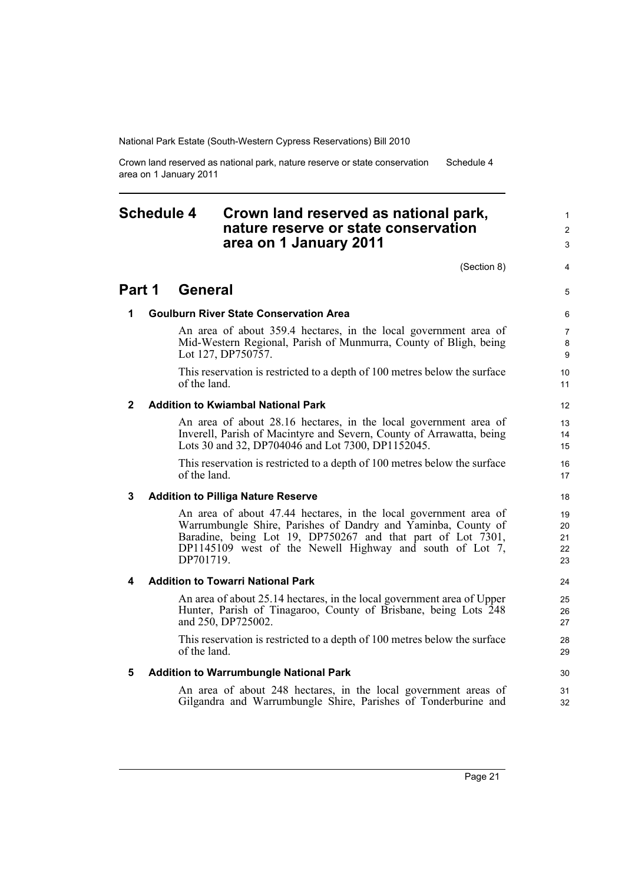# Schedule 4 Crown land reserved as national park, nature reserve or state conservation area on 1 January 2011

(Section 8)

## Part 1 General

### 1 Goulburn River State Conservation Area

An area of about 359.4 hectares, in the local government area of Mid-Western Regional, Parish of Munmurra, County of Bligh, being Lot 127, DP750757.

This reservation is restricted to a depth of 100 metres below the surface of the land.

### 2 Addition to Kwiambal National Park

An area of about 28.16 hectares, in the local government area of Inverell, Parish of Macintyre and Severn, County of Arrawatta, being Lots 30 and 32, DP704046 and Lot 7300, DP1152045.

This reservation is restricted to a depth of 100 metres below the surface of the land.

### 3 Addition to Pilliga Nature Reserve

An area of about 47.44 hectares, in the local government area of Warrumbungle Shire, Parishes of Dandry and Yaminba, County of Baradine, being Lot 19, DP750267 and that part of Lot 7301, DP1145109 west of the Newell Highway and south of Lot 7, DP701719.

### 4 Addition to Towarri National Park

An area of about 25.14 hectares, in the local government area of Upper Hunter, Parish of Tinagaroo, County of Brisbane, being Lots 248 and 250, DP725002.

This reservation is restricted to a depth of 100 metres below the surface of the land.

### 5 Addition to Warrumbungle National Park

An area of about 248 hectares, in the local government areas of Gilgandra and Warrumbungle Shire, Parishes of Tonderburine and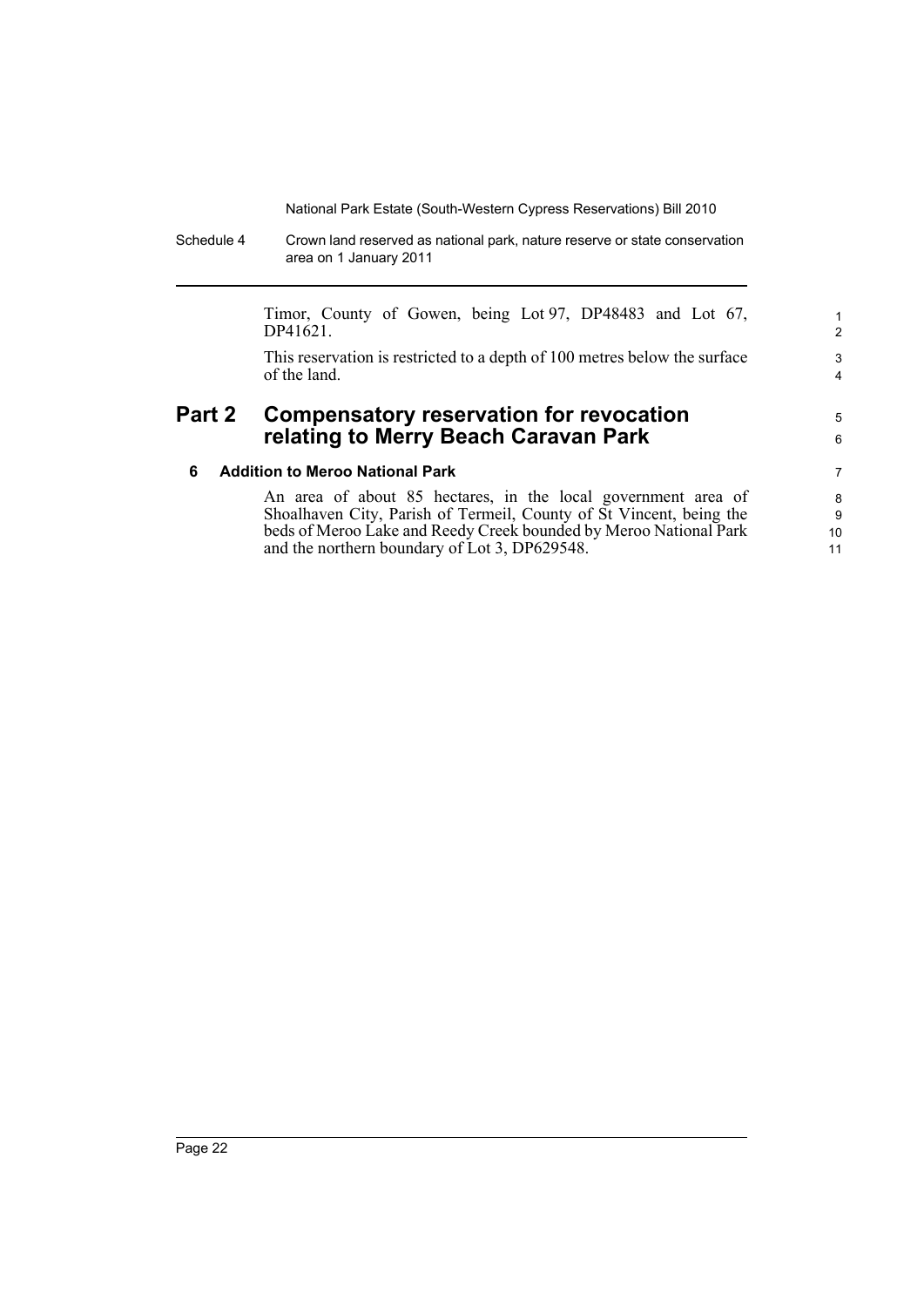Timor, County of Gowen, being Lot 97, DP48483 and Lot 67, DP41621.

This reservation is restricted to a depth of 100 metres below the surface of the land.

## Part 2 Compensatory reservation for revocation relating to Merry Beach Caravan Park

### 6 Addition to Meroo National Park

An area of about 85 hectares, in the local government area of Shoalhaven City, Parish of Termeil, County of St Vincent, being the beds of Meroo Lake and Reedy Creek bounded by Meroo National Park and the northern boundary of Lot 3, DP629548.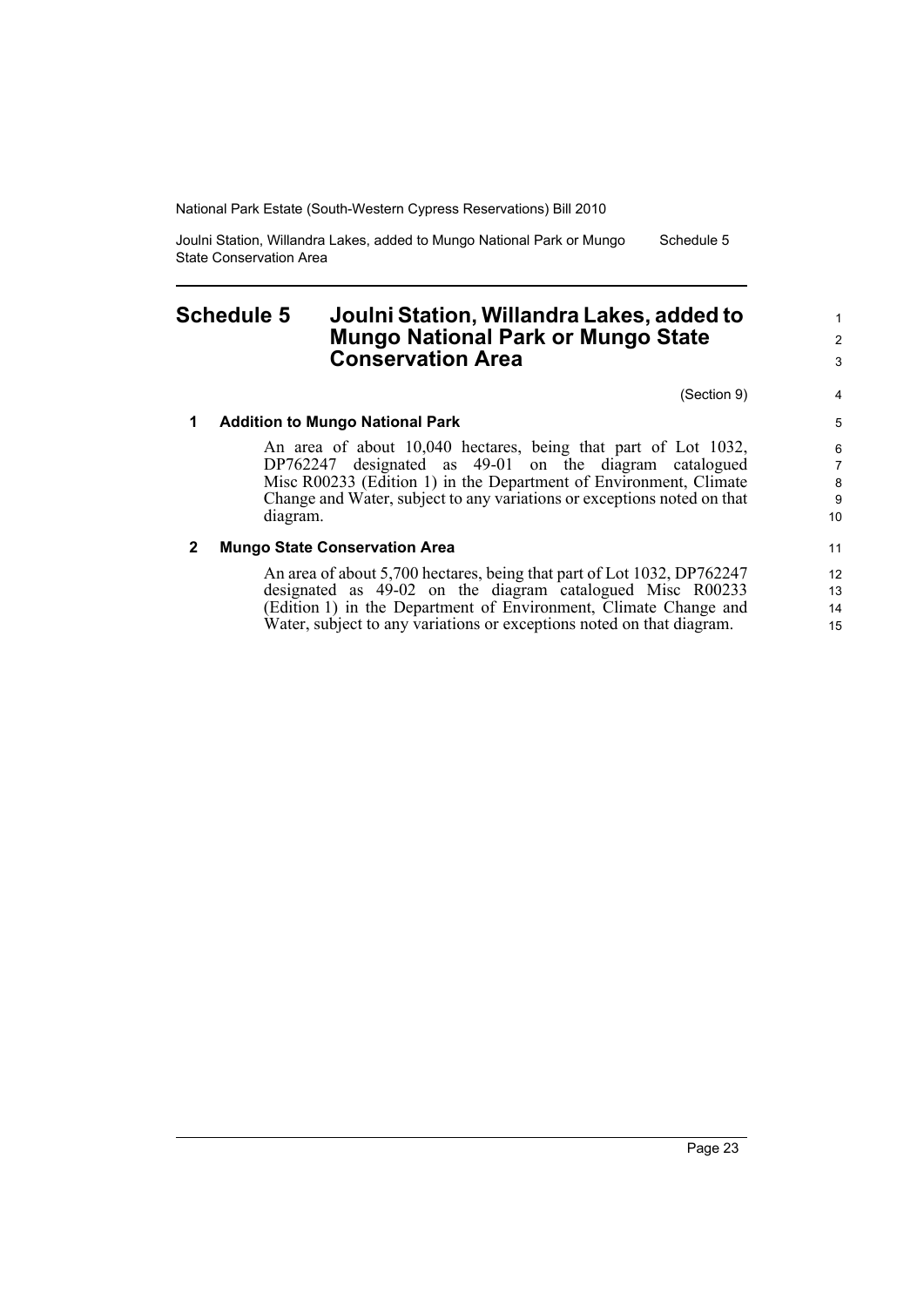# Schedule 5 Joulni Station, Willandra Lakes, added to Mungo National Park or Mungo State Conservation Area

(Section 9)

## 1 Addition to Mungo National Park

An area of about 10,040 hectares, being that part of Lot 1032, DP762247 designated as 49-01 on the diagram catalogued Misc R00233 (Edition 1) in the Department of Environment, Climate Change and Water, subject to any variations or exceptions noted on that diagram.

## 2 Mungo State Conservation Area

An area of about 5,700 hectares, being that part of Lot 1032, DP762247 designated as 49-02 on the diagram catalogued Misc R00233 (Edition 1) in the Department of Environment, Climate Change and Water, subject to any variations or exceptions noted on that diagram.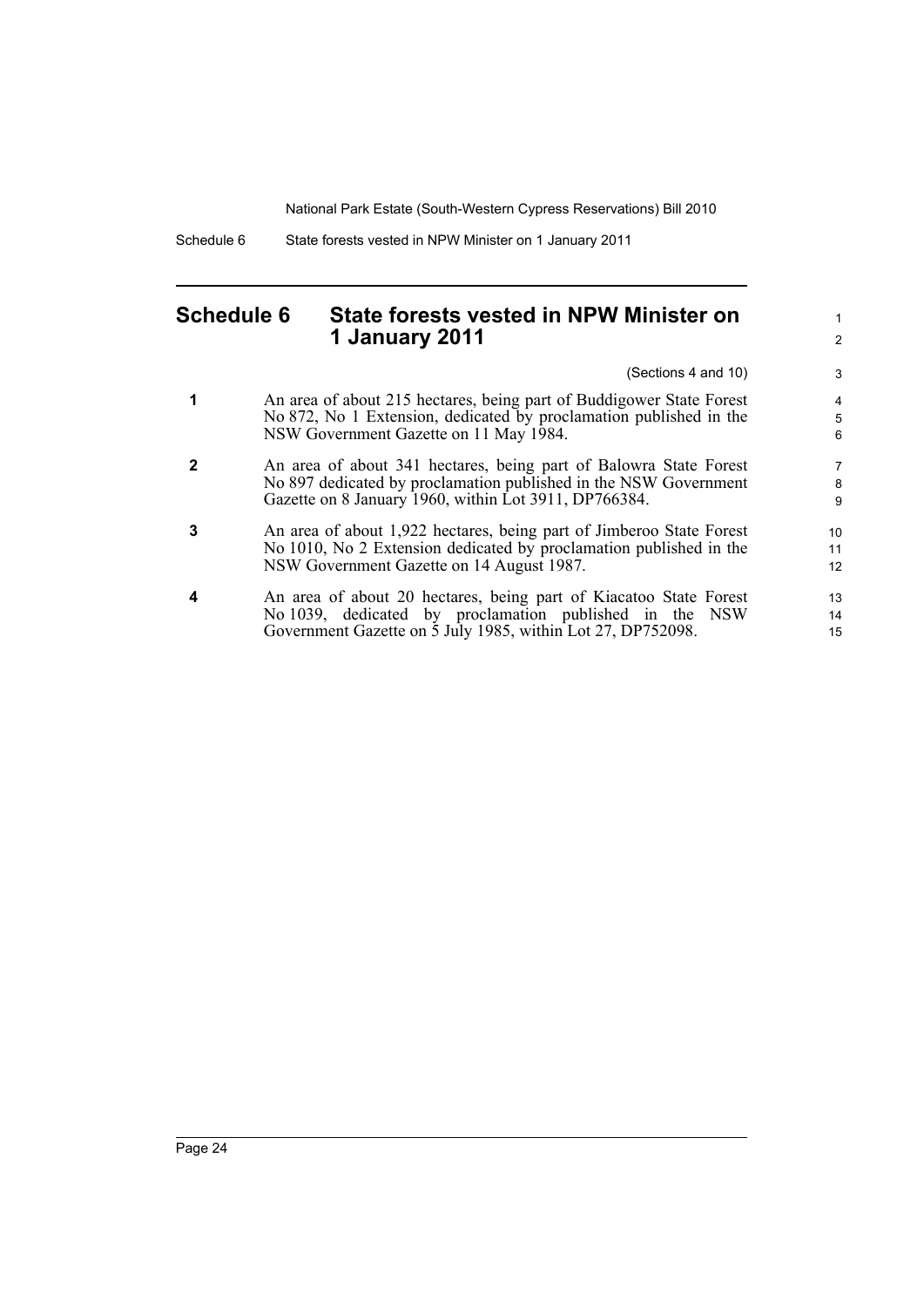## Schedule 6 State forests vested in NPW Minister on 1 January 2011

(Sections 4 and 10)

**1** An area of about 215 hectares, being part of Buddigower State Forest No 872, No 1 Extension, dedicated by proclamation published in the NSW Government Gazette on 11 May 1984.

**2** An area of about 341 hectares, being part of Balowra State Forest No 897 dedicated by proclamation published in the NSW Government Gazette on 8 January 1960, within Lot 3911, DP766384.

**3** An area of about 1,922 hectares, being part of Jimberoo State Forest No 1010, No 2 Extension dedicated by proclamation published in the NSW Government Gazette on 14 August 1987.

**4** An area of about 20 hectares, being part of Kiacatoo State Forest No 1039, dedicated by proclamation published in the NSW Government Gazette on 5 July 1985, within Lot 27, DP752098.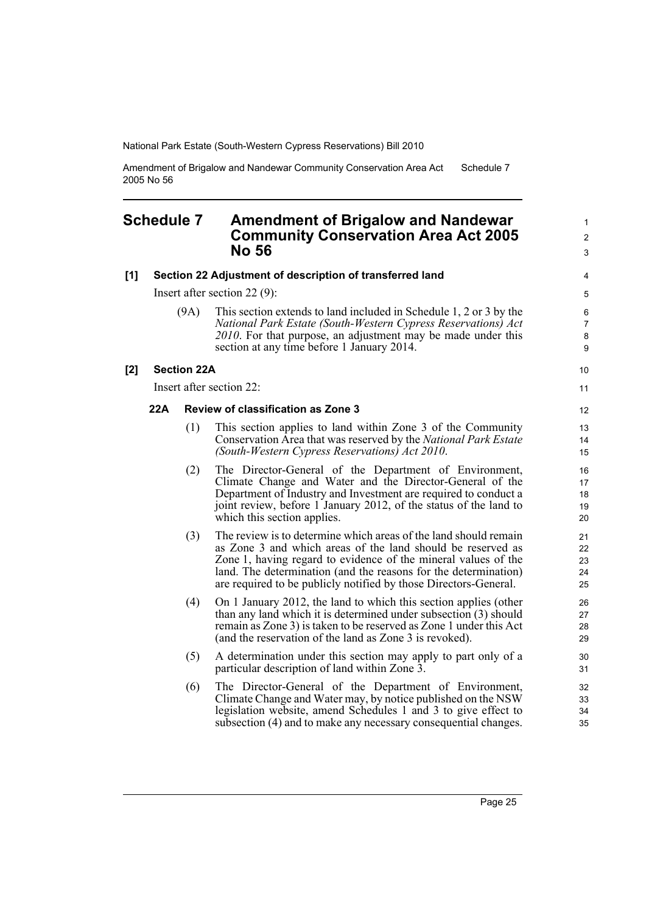# Schedule 7 Amendment of Brigalow and Nandewar Community Conservation Area Act 2005 No 56

**[1] Section 22 Adjustment of description of transferred land**

Insert after section 22 (9):

> (9A) This section extends to land included in Schedule 1, 2 or 3 by the *National Park Estate (South-Western Cypress Reservations) Act 2010*. For that purpose, an adjustment may be made under this section at any time before 1 January 2014.

**[2] Section 22A**

Insert after section 22:

> **22A Review of classification as Zone 3**
>
> (1) This section applies to land within Zone 3 of the Community Conservation Area that was reserved by the *National Park Estate (South-Western Cypress Reservations) Act 2010*.
>
> (2) The Director-General of the Department of Environment, Climate Change and Water and the Director-General of the Department of Industry and Investment are required to conduct a joint review, before 1 January 2012, of the status of the land to which this section applies.
>
> (3) The review is to determine which areas of the land should remain as Zone 3 and which areas of the land should be reserved as Zone 1, having regard to evidence of the mineral values of the land. The determination (and the reasons for the determination) are required to be publicly notified by those Directors-General.
>
> (4) On 1 January 2012, the land to which this section applies (other than any land which it is determined under subsection (3) should remain as Zone 3) is taken to be reserved as Zone 1 under this Act (and the reservation of the land as Zone 3 is revoked).
>
> (5) A determination under this section may apply to part only of a particular description of land within Zone 3.
>
> (6) The Director-General of the Department of Environment, Climate Change and Water may, by notice published on the NSW legislation website, amend Schedules 1 and 3 to give effect to subsection (4) and to make any necessary consequential changes.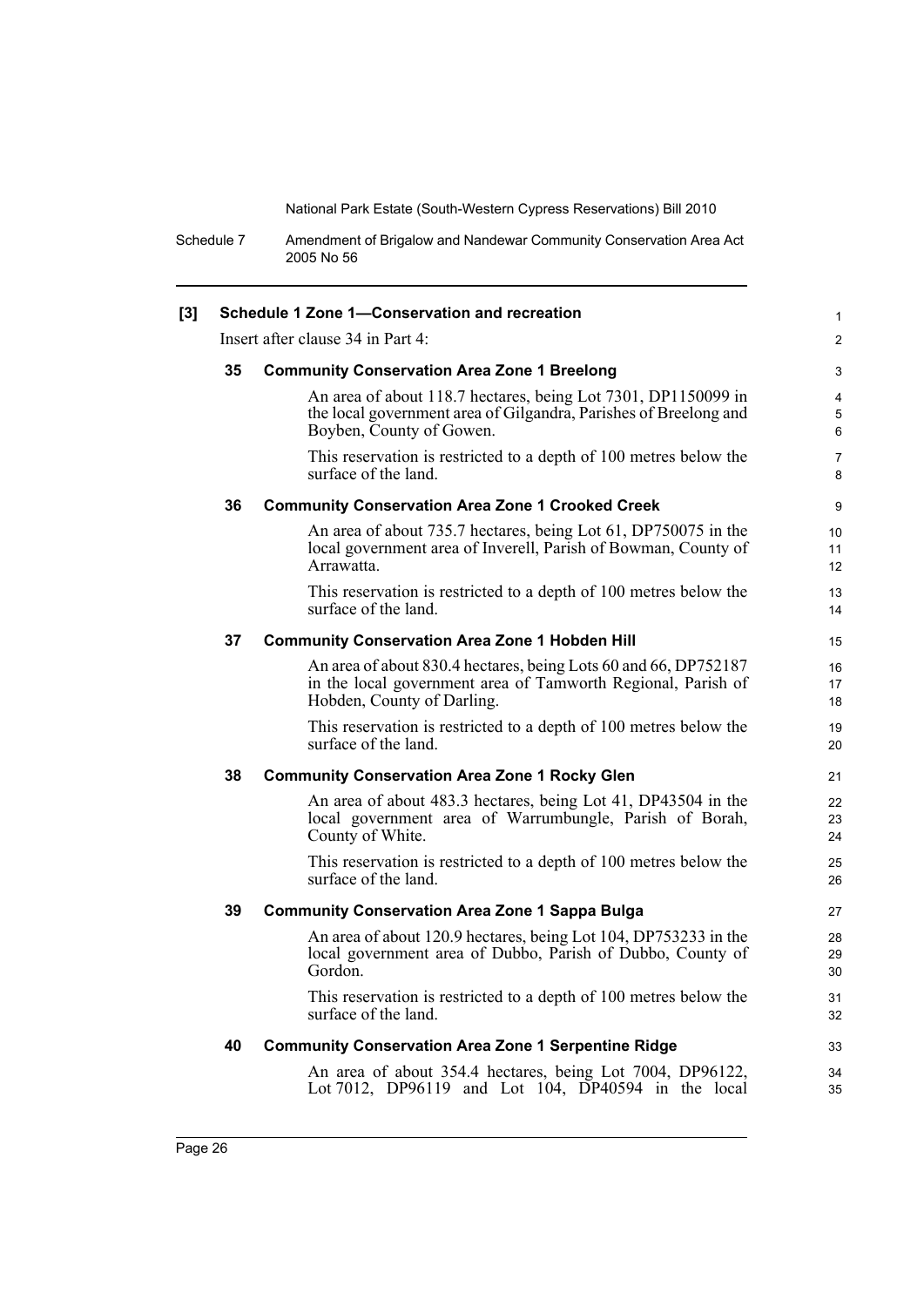**[3] Schedule 1 Zone 1—Conservation and recreation**

Insert after clause 34 in Part 4:

**35 Community Conservation Area Zone 1 Breelong**

An area of about 118.7 hectares, being Lot 7301, DP1150099 in the local government area of Gilgandra, Parishes of Breelong and Boyben, County of Gowen.

This reservation is restricted to a depth of 100 metres below the surface of the land.

**36 Community Conservation Area Zone 1 Crooked Creek**

An area of about 735.7 hectares, being Lot 61, DP750075 in the local government area of Inverell, Parish of Bowman, County of Arrawatta.

This reservation is restricted to a depth of 100 metres below the surface of the land.

**37 Community Conservation Area Zone 1 Hobden Hill**

An area of about 830.4 hectares, being Lots 60 and 66, DP752187 in the local government area of Tamworth Regional, Parish of Hobden, County of Darling.

This reservation is restricted to a depth of 100 metres below the surface of the land.

**38 Community Conservation Area Zone 1 Rocky Glen**

An area of about 483.3 hectares, being Lot 41, DP43504 in the local government area of Warrumbungle, Parish of Borah, County of White.

This reservation is restricted to a depth of 100 metres below the surface of the land.

**39 Community Conservation Area Zone 1 Sappa Bulga**

An area of about 120.9 hectares, being Lot 104, DP753233 in the local government area of Dubbo, Parish of Dubbo, County of Gordon.

This reservation is restricted to a depth of 100 metres below the surface of the land.

**40 Community Conservation Area Zone 1 Serpentine Ridge**

An area of about 354.4 hectares, being Lot 7004, DP96122, Lot 7012, DP96119 and Lot 104, DP40594 in the local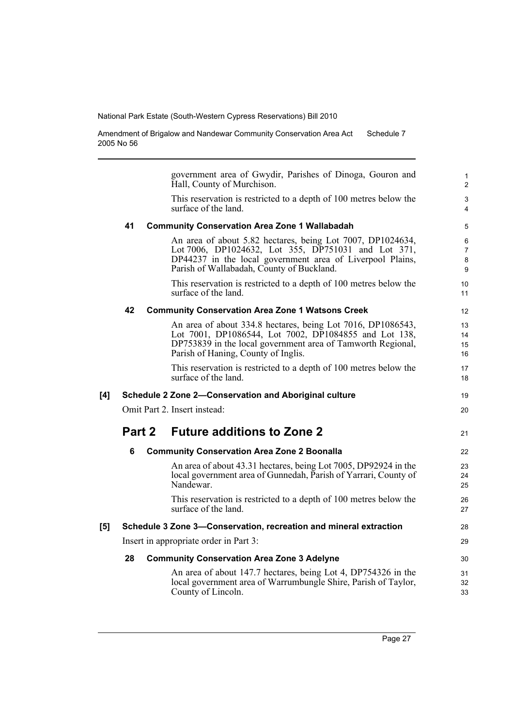government area of Gwydir, Parishes of Dinoga, Gouron and Hall, County of Murchison.

This reservation is restricted to a depth of 100 metres below the surface of the land.

**41 Community Conservation Area Zone 1 Wallabadah**

An area of about 5.82 hectares, being Lot 7007, DP1024634, Lot 7006, DP1024632, Lot 355, DP751031 and Lot 371, DP44237 in the local government area of Liverpool Plains, Parish of Wallabadah, County of Buckland.

This reservation is restricted to a depth of 100 metres below the surface of the land.

**42 Community Conservation Area Zone 1 Watsons Creek**

An area of about 334.8 hectares, being Lot 7016, DP1086543, Lot 7001, DP1086544, Lot 7002, DP1084855 and Lot 138, DP753839 in the local government area of Tamworth Regional, Parish of Haning, County of Inglis.

This reservation is restricted to a depth of 100 metres below the surface of the land.

**[4] Schedule 2 Zone 2—Conservation and Aboriginal culture**

Omit Part 2. Insert instead:

## Part 2 Future additions to Zone 2

**6 Community Conservation Area Zone 2 Boonalla**

An area of about 43.31 hectares, being Lot 7005, DP92924 in the local government area of Gunnedah, Parish of Yarrari, County of Nandewar.

This reservation is restricted to a depth of 100 metres below the surface of the land.

**[5] Schedule 3 Zone 3—Conservation, recreation and mineral extraction**

Insert in appropriate order in Part 3:

**28 Community Conservation Area Zone 3 Adelyne**

An area of about 147.7 hectares, being Lot 4, DP754326 in the local government area of Warrumbungle Shire, Parish of Taylor, County of Lincoln.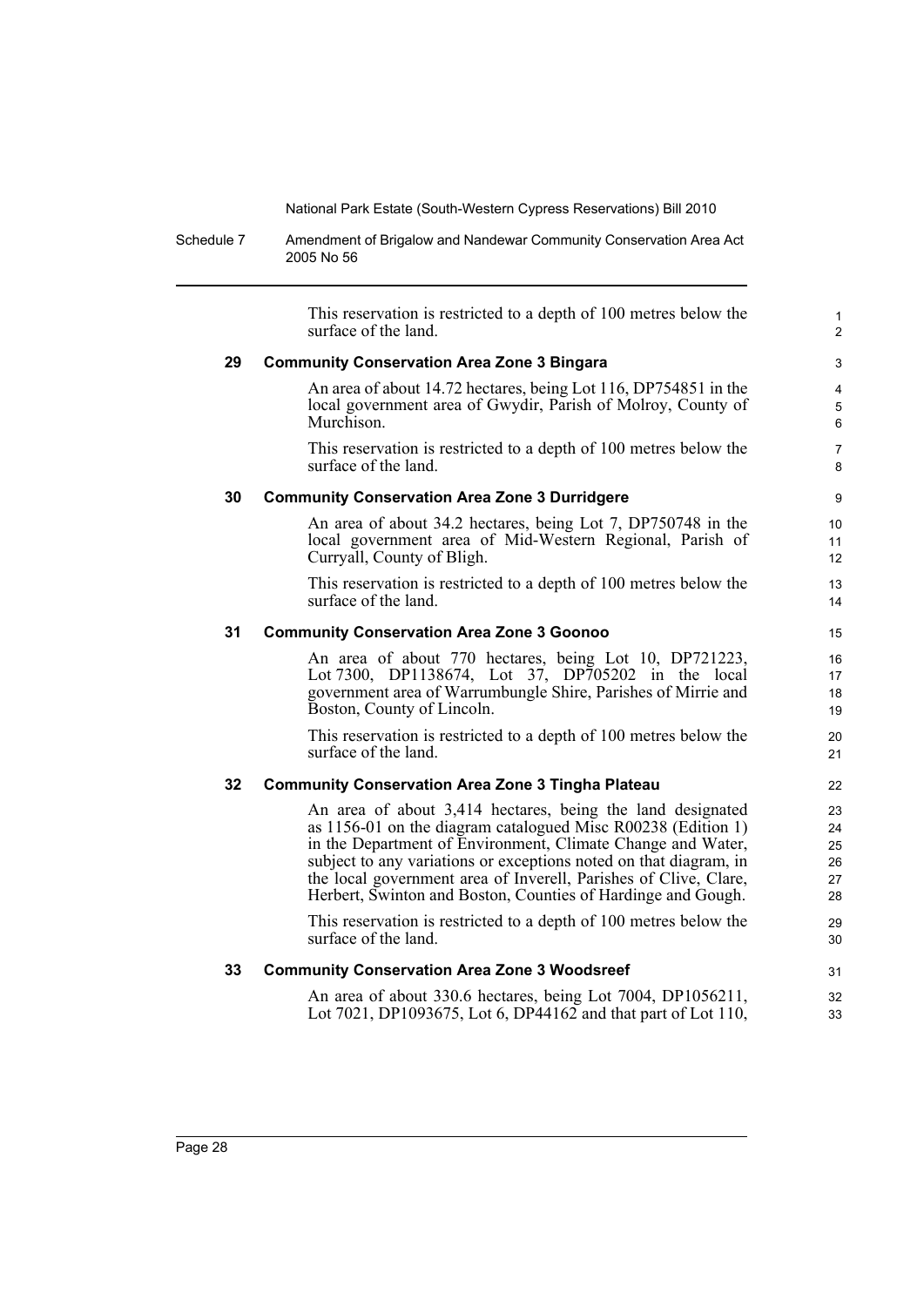This reservation is restricted to a depth of 100 metres below the surface of the land.

**29 Community Conservation Area Zone 3 Bingara**

An area of about 14.72 hectares, being Lot 116, DP754851 in the local government area of Gwydir, Parish of Molroy, County of Murchison.

This reservation is restricted to a depth of 100 metres below the surface of the land.

**30 Community Conservation Area Zone 3 Durridgere**

An area of about 34.2 hectares, being Lot 7, DP750748 in the local government area of Mid-Western Regional, Parish of Curryall, County of Bligh.

This reservation is restricted to a depth of 100 metres below the surface of the land.

**31 Community Conservation Area Zone 3 Goonoo**

An area of about 770 hectares, being Lot 10, DP721223, Lot 7300, DP1138674, Lot 37, DP705202 in the local government area of Warrumbungle Shire, Parishes of Mirrie and Boston, County of Lincoln.

This reservation is restricted to a depth of 100 metres below the surface of the land.

**32 Community Conservation Area Zone 3 Tingha Plateau**

An area of about 3,414 hectares, being the land designated as 1156-01 on the diagram catalogued Misc R00238 (Edition 1) in the Department of Environment, Climate Change and Water, subject to any variations or exceptions noted on that diagram, in the local government area of Inverell, Parishes of Clive, Clare, Herbert, Swinton and Boston, Counties of Hardinge and Gough.

This reservation is restricted to a depth of 100 metres below the surface of the land.

**33 Community Conservation Area Zone 3 Woodsreef**

An area of about 330.6 hectares, being Lot 7004, DP1056211, Lot 7021, DP1093675, Lot 6, DP44162 and that part of Lot 110,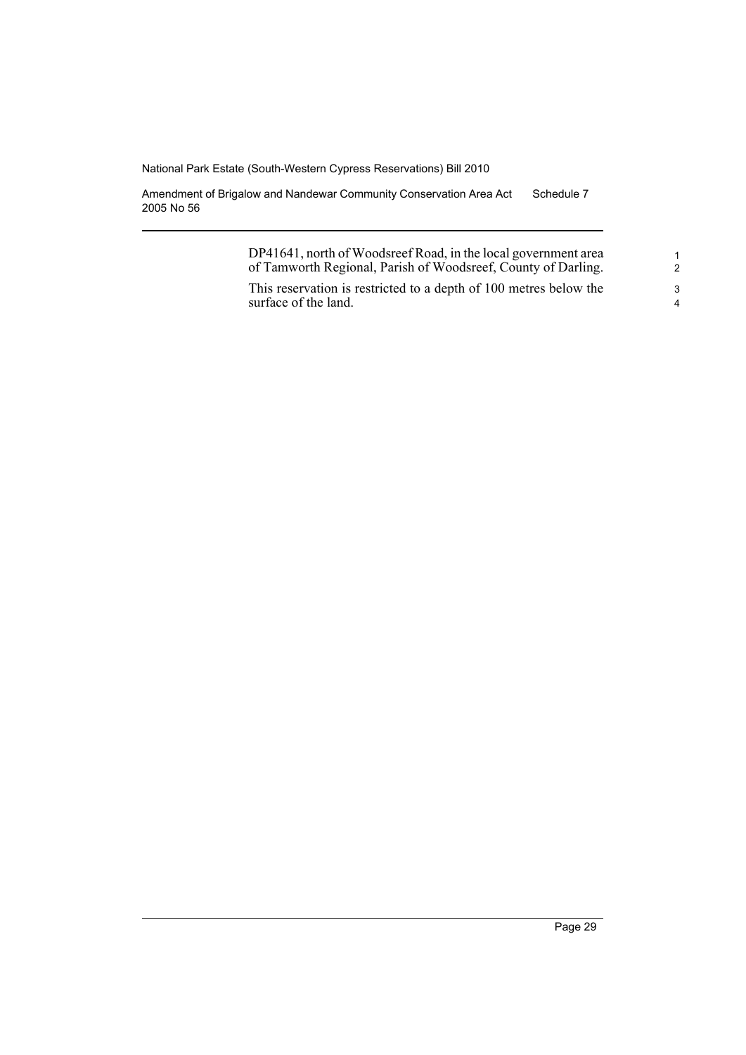DP41641, north of Woodsreef Road, in the local government area of Tamworth Regional, Parish of Woodsreef, County of Darling.

This reservation is restricted to a depth of 100 metres below the surface of the land.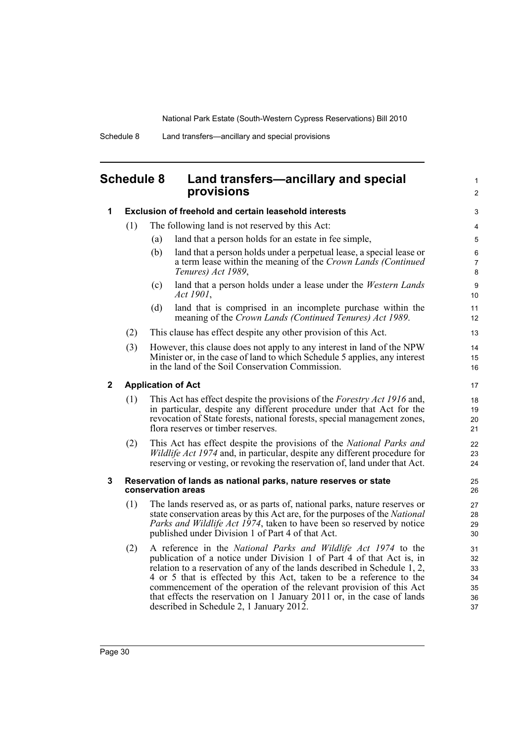# Schedule 8 Land transfers—ancillary and special provisions

**1 Exclusion of freehold and certain leasehold interests**

(1) The following land is not reserved by this Act:

(a) land that a person holds for an estate in fee simple,

(b) land that a person holds under a perpetual lease, a special lease or a term lease within the meaning of the *Crown Lands (Continued Tenures) Act 1989*,

(c) land that a person holds under a lease under the *Western Lands Act 1901*,

(d) land that is comprised in an incomplete purchase within the meaning of the *Crown Lands (Continued Tenures) Act 1989*.

(2) This clause has effect despite any other provision of this Act.

(3) However, this clause does not apply to any interest in land of the NPW Minister or, in the case of land to which Schedule 5 applies, any interest in the land of the Soil Conservation Commission.

**2 Application of Act**

(1) This Act has effect despite the provisions of the *Forestry Act 1916* and, in particular, despite any different procedure under that Act for the revocation of State forests, national forests, special management zones, flora reserves or timber reserves.

(2) This Act has effect despite the provisions of the *National Parks and Wildlife Act 1974* and, in particular, despite any different procedure for reserving or vesting, or revoking the reservation of, land under that Act.

**3 Reservation of lands as national parks, nature reserves or state conservation areas**

(1) The lands reserved as, or as parts of, national parks, nature reserves or state conservation areas by this Act are, for the purposes of the *National Parks and Wildlife Act 1974*, taken to have been so reserved by notice published under Division 1 of Part 4 of that Act.

(2) A reference in the *National Parks and Wildlife Act 1974* to the publication of a notice under Division 1 of Part 4 of that Act is, in relation to a reservation of any of the lands described in Schedule 1, 2, 4 or 5 that is effected by this Act, taken to be a reference to the commencement of the operation of the relevant provision of this Act that effects the reservation on 1 January 2011 or, in the case of lands described in Schedule 2, 1 January 2012.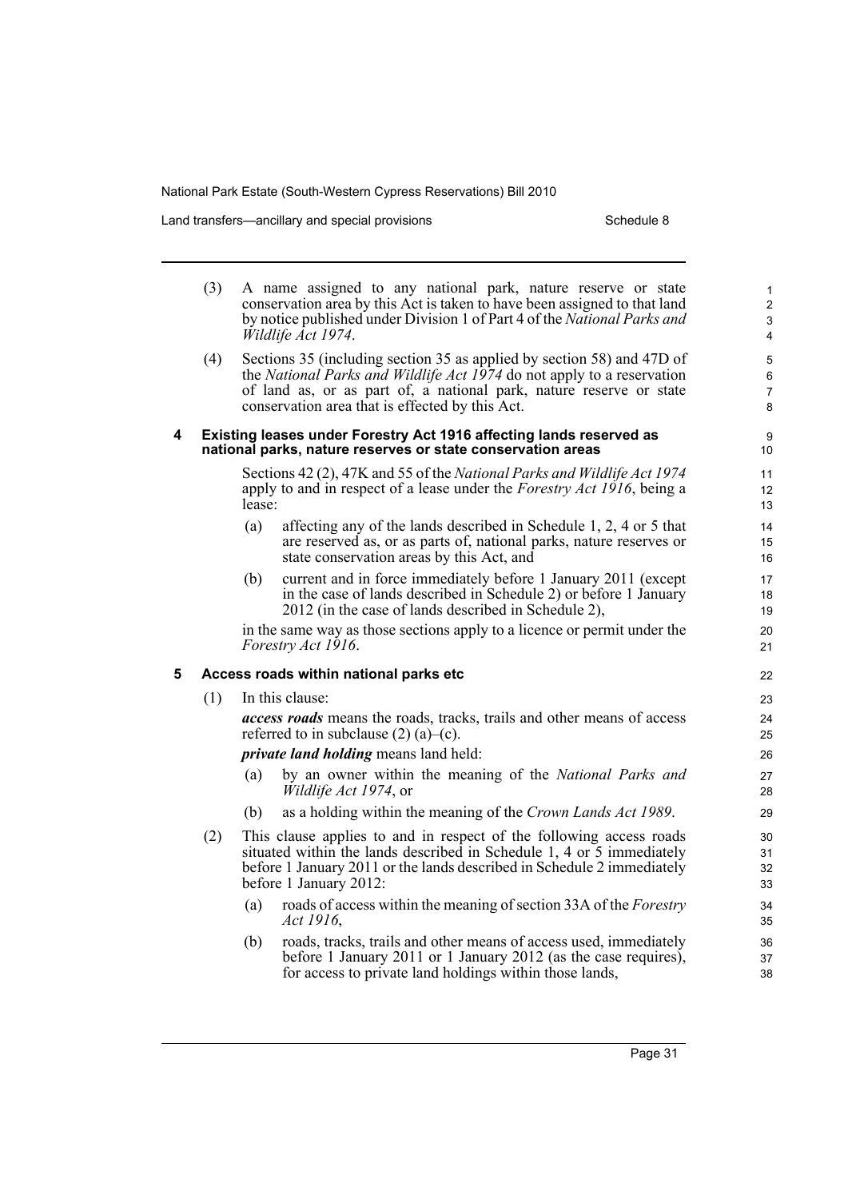(3) A name assigned to any national park, nature reserve or state conservation area by this Act is taken to have been assigned to that land by notice published under Division 1 of Part 4 of the *National Parks and Wildlife Act 1974*.

(4) Sections 35 (including section 35 as applied by section 58) and 47D of the *National Parks and Wildlife Act 1974* do not apply to a reservation of land as, or as part of, a national park, nature reserve or state conservation area that is effected by this Act.

### 4 Existing leases under Forestry Act 1916 affecting lands reserved as national parks, nature reserves or state conservation areas

Sections 42 (2), 47K and 55 of the *National Parks and Wildlife Act 1974* apply to and in respect of a lease under the *Forestry Act 1916*, being a lease:

(a) affecting any of the lands described in Schedule 1, 2, 4 or 5 that are reserved as, or as parts of, national parks, nature reserves or state conservation areas by this Act, and

(b) current and in force immediately before 1 January 2011 (except in the case of lands described in Schedule 2) or before 1 January 2012 (in the case of lands described in Schedule 2),

in the same way as those sections apply to a licence or permit under the *Forestry Act 1916*.

### 5 Access roads within national parks etc

(1) In this clause:

***access roads*** means the roads, tracks, trails and other means of access referred to in subclause (2) (a)–(c).

***private land holding*** means land held:

(a) by an owner within the meaning of the *National Parks and Wildlife Act 1974*, or

(b) as a holding within the meaning of the *Crown Lands Act 1989*.

(2) This clause applies to and in respect of the following access roads situated within the lands described in Schedule 1, 4 or 5 immediately before 1 January 2011 or the lands described in Schedule 2 immediately before 1 January 2012:

(a) roads of access within the meaning of section 33A of the *Forestry Act 1916*,

(b) roads, tracks, trails and other means of access used, immediately before 1 January 2011 or 1 January 2012 (as the case requires), for access to private land holdings within those lands,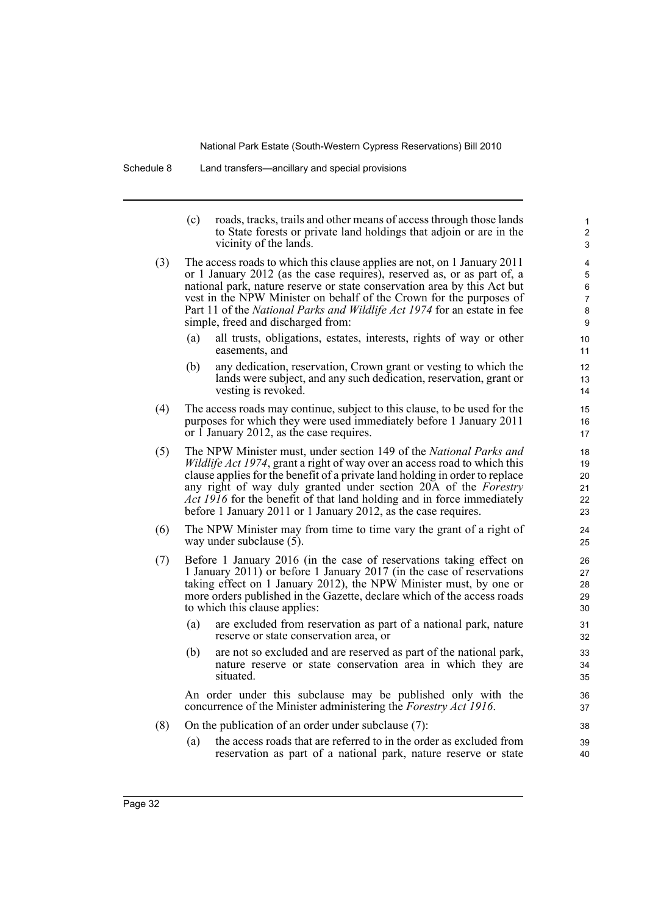(c) roads, tracks, trails and other means of access through those lands to State forests or private land holdings that adjoin or are in the vicinity of the lands.

(3) The access roads to which this clause applies are not, on 1 January 2011 or 1 January 2012 (as the case requires), reserved as, or as part of, a national park, nature reserve or state conservation area by this Act but vest in the NPW Minister on behalf of the Crown for the purposes of Part 11 of the *National Parks and Wildlife Act 1974* for an estate in fee simple, freed and discharged from:

(a) all trusts, obligations, estates, interests, rights of way or other easements, and

(b) any dedication, reservation, Crown grant or vesting to which the lands were subject, and any such dedication, reservation, grant or vesting is revoked.

(4) The access roads may continue, subject to this clause, to be used for the purposes for which they were used immediately before 1 January 2011 or 1 January 2012, as the case requires.

(5) The NPW Minister must, under section 149 of the *National Parks and Wildlife Act 1974*, grant a right of way over an access road to which this clause applies for the benefit of a private land holding in order to replace any right of way duly granted under section 20A of the *Forestry Act 1916* for the benefit of that land holding and in force immediately before 1 January 2011 or 1 January 2012, as the case requires.

(6) The NPW Minister may from time to time vary the grant of a right of way under subclause (5).

(7) Before 1 January 2016 (in the case of reservations taking effect on 1 January 2011) or before 1 January 2017 (in the case of reservations taking effect on 1 January 2012), the NPW Minister must, by one or more orders published in the Gazette, declare which of the access roads to which this clause applies:

(a) are excluded from reservation as part of a national park, nature reserve or state conservation area, or

(b) are not so excluded and are reserved as part of the national park, nature reserve or state conservation area in which they are situated.

An order under this subclause may be published only with the concurrence of the Minister administering the *Forestry Act 1916*.

(8) On the publication of an order under subclause (7):

(a) the access roads that are referred to in the order as excluded from reservation as part of a national park, nature reserve or state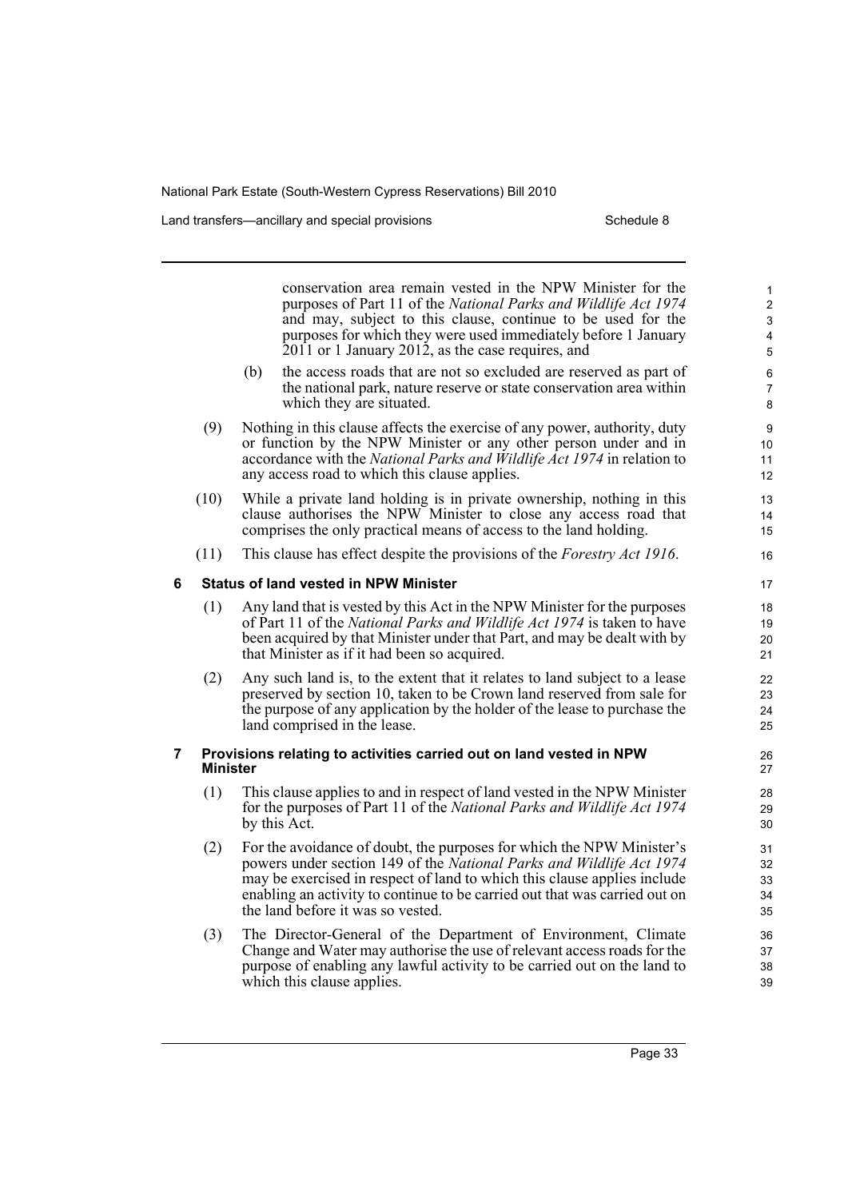conservation area remain vested in the NPW Minister for the purposes of Part 11 of the *National Parks and Wildlife Act 1974* and may, subject to this clause, continue to be used for the purposes for which they were used immediately before 1 January 2011 or 1 January 2012, as the case requires, and

(b) the access roads that are not so excluded are reserved as part of the national park, nature reserve or state conservation area within which they are situated.

(9) Nothing in this clause affects the exercise of any power, authority, duty or function by the NPW Minister or any other person under and in accordance with the *National Parks and Wildlife Act 1974* in relation to any access road to which this clause applies.

(10) While a private land holding is in private ownership, nothing in this clause authorises the NPW Minister to close any access road that comprises the only practical means of access to the land holding.

(11) This clause has effect despite the provisions of the *Forestry Act 1916*.

**6 Status of land vested in NPW Minister**

(1) Any land that is vested by this Act in the NPW Minister for the purposes of Part 11 of the *National Parks and Wildlife Act 1974* is taken to have been acquired by that Minister under that Part, and may be dealt with by that Minister as if it had been so acquired.

(2) Any such land is, to the extent that it relates to land subject to a lease preserved by section 10, taken to be Crown land reserved from sale for the purpose of any application by the holder of the lease to purchase the land comprised in the lease.

**7 Provisions relating to activities carried out on land vested in NPW Minister**

(1) This clause applies to and in respect of land vested in the NPW Minister for the purposes of Part 11 of the *National Parks and Wildlife Act 1974* by this Act.

(2) For the avoidance of doubt, the purposes for which the NPW Minister's powers under section 149 of the *National Parks and Wildlife Act 1974* may be exercised in respect of land to which this clause applies include enabling an activity to continue to be carried out that was carried out on the land before it was so vested.

(3) The Director-General of the Department of Environment, Climate Change and Water may authorise the use of relevant access roads for the purpose of enabling any lawful activity to be carried out on the land to which this clause applies.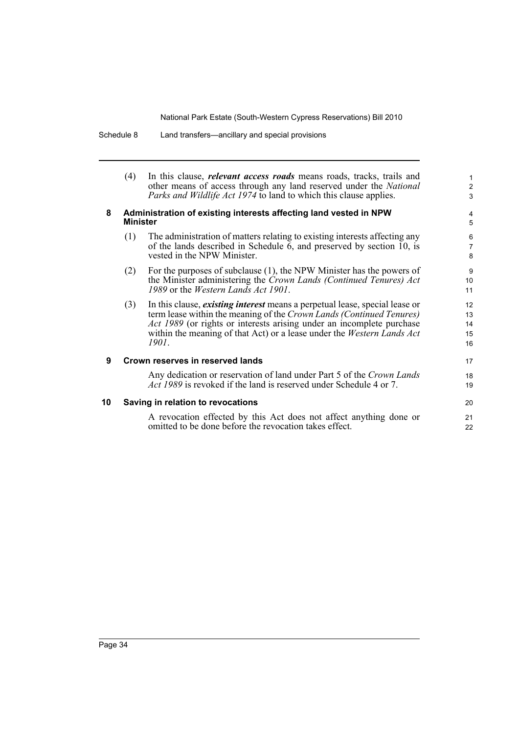(4) In this clause, ***relevant access roads*** means roads, tracks, trails and other means of access through any land reserved under the *National Parks and Wildlife Act 1974* to land to which this clause applies.

### 8 Administration of existing interests affecting land vested in NPW Minister

(1) The administration of matters relating to existing interests affecting any of the lands described in Schedule 6, and preserved by section 10, is vested in the NPW Minister.

(2) For the purposes of subclause (1), the NPW Minister has the powers of the Minister administering the *Crown Lands (Continued Tenures) Act 1989* or the *Western Lands Act 1901*.

(3) In this clause, ***existing interest*** means a perpetual lease, special lease or term lease within the meaning of the *Crown Lands (Continued Tenures) Act 1989* (or rights or interests arising under an incomplete purchase within the meaning of that Act) or a lease under the *Western Lands Act 1901*.

### 9 Crown reserves in reserved lands

Any dedication or reservation of land under Part 5 of the *Crown Lands Act 1989* is revoked if the land is reserved under Schedule 4 or 7.

### 10 Saving in relation to revocations

A revocation effected by this Act does not affect anything done or omitted to be done before the revocation takes effect.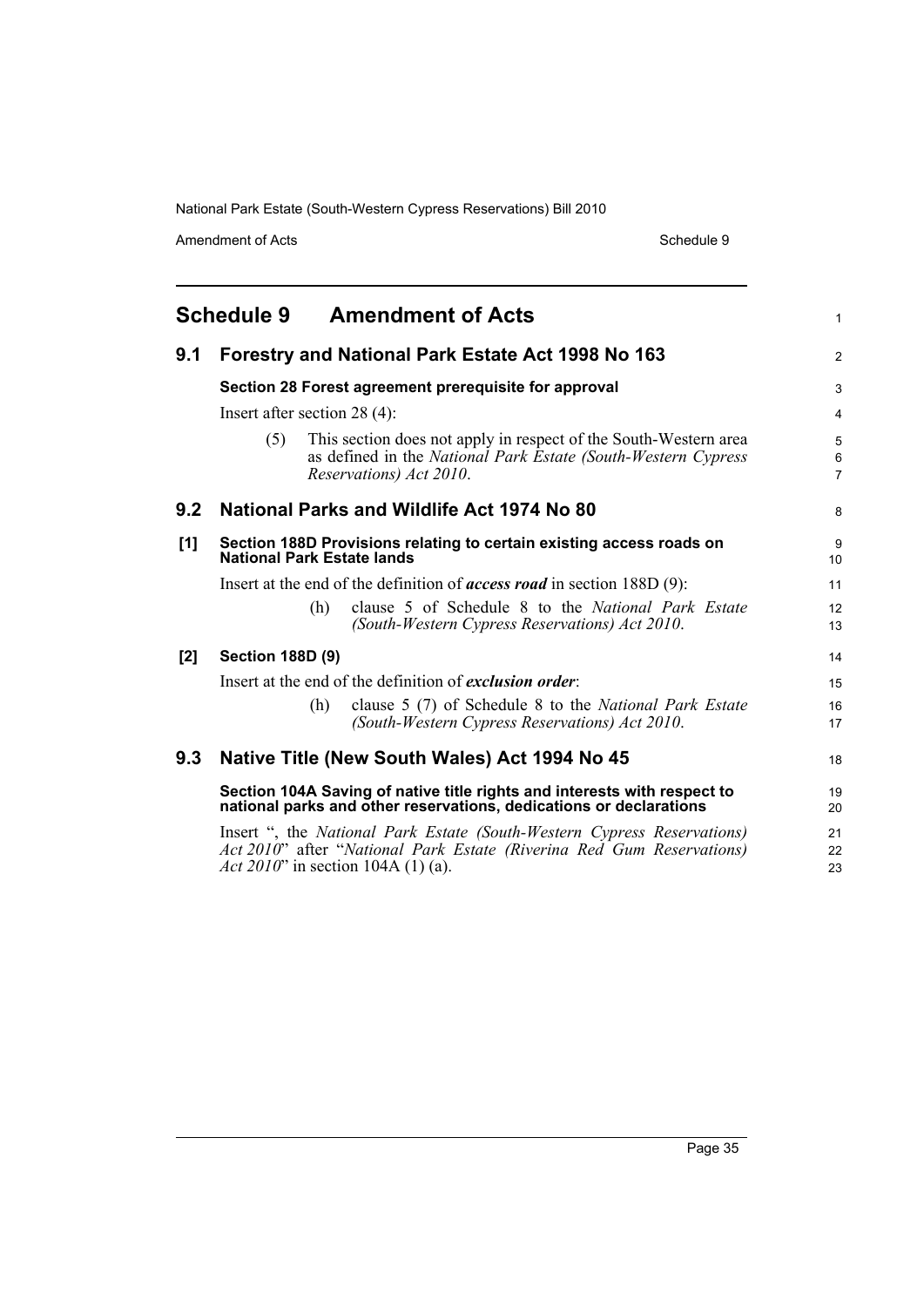# Schedule 9 Amendment of Acts

## 9.1 Forestry and National Park Estate Act 1998 No 163

**Section 28 Forest agreement prerequisite for approval**

Insert after section 28 (4):

(5) This section does not apply in respect of the South-Western area as defined in the *National Park Estate (South-Western Cypress Reservations) Act 2010*.

## 9.2 National Parks and Wildlife Act 1974 No 80

**[1] Section 188D Provisions relating to certain existing access roads on National Park Estate lands**

Insert at the end of the definition of ***access road*** in section 188D (9):

(h) clause 5 of Schedule 8 to the *National Park Estate (South-Western Cypress Reservations) Act 2010*.

**[2] Section 188D (9)**

Insert at the end of the definition of ***exclusion order***:

(h) clause 5 (7) of Schedule 8 to the *National Park Estate (South-Western Cypress Reservations) Act 2010*.

## 9.3 Native Title (New South Wales) Act 1994 No 45

**Section 104A Saving of native title rights and interests with respect to national parks and other reservations, dedications or declarations**

Insert ", the *National Park Estate (South-Western Cypress Reservations) Act 2010*" after "*National Park Estate (Riverina Red Gum Reservations) Act 2010*" in section 104A (1) (a).